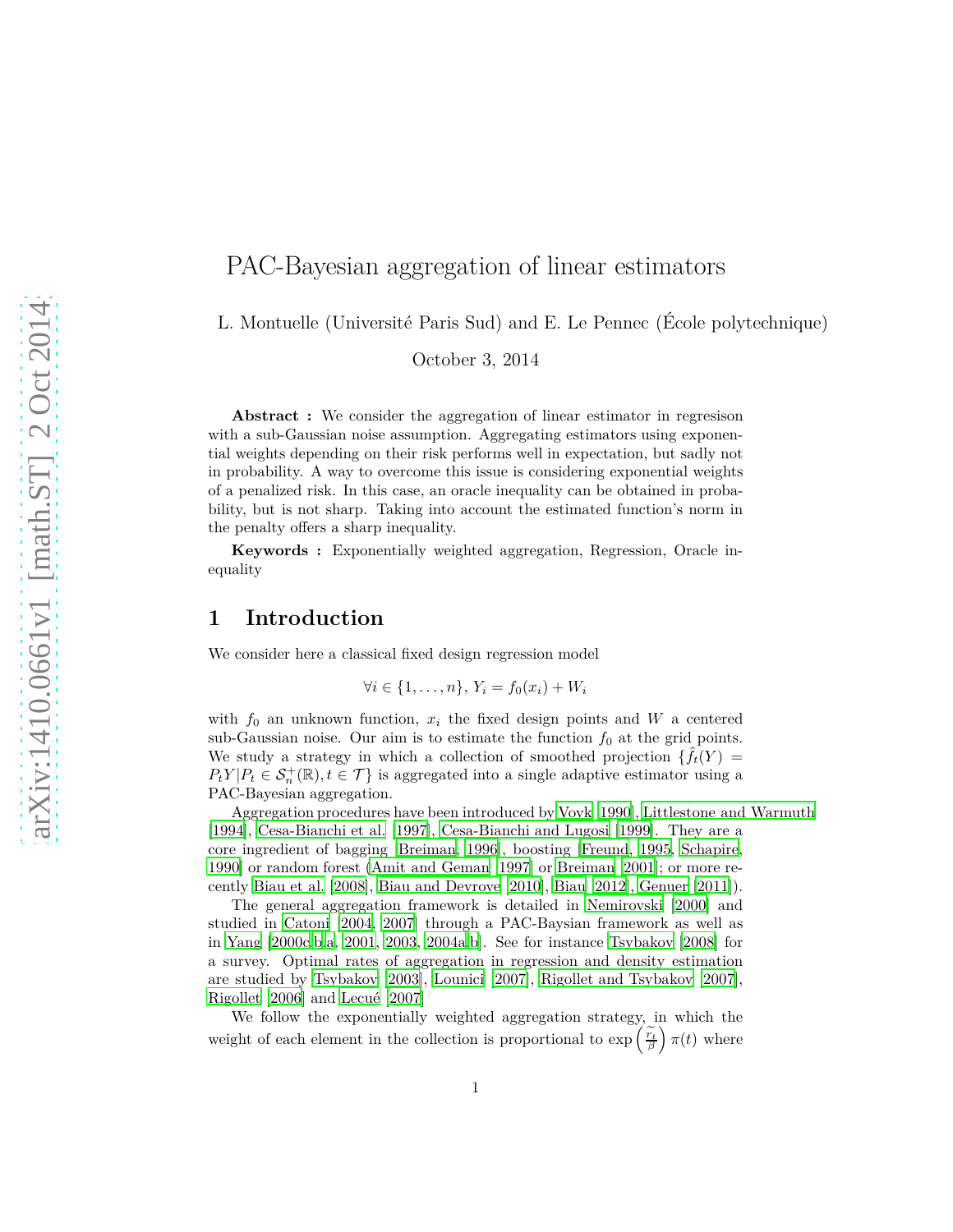# PAC-Bayesian aggregation of linear estimators

L. Montuelle (Université Paris Sud) and E. Le Pennec (École polytechnique)

October 3, 2014

**Abstract :** We consider the aggregation of linear estimator in regresison with a sub-Gaussian noise assumption. Aggregating estimators using exponential weights depending on their risk performs well in expectation, but sadly not in probability. A way to overcome this issue is considering exponential weights of a penalized risk. In this case, an oracle inequality can be obtained in probability, but is not sharp. Taking into account the estimated function's norm in the penalty offers a sharp inequality.

**Keywords :** Exponentially weighted aggregation, Regression, Oracle inequality

## 1 Introduction

We consider here a classical fixed design regression model

$$\forall i \in \{1, \dots, n\}, Y_i = f_0(x_i) + W_i$$

with $f_0$ an unknown function, $x_i$ the fixed design points and $W$ a centered sub-Gaussian noise. Our aim is to estimate the function $f_0$ at the grid points. We study a strategy in which a collection of smoothed projection $\{\hat{f}_t(Y) = P_t Y | P_t \in \mathcal{S}_n^+(\mathbb{R}), t \in \mathcal{T}\}$ is aggregated into a single adaptive estimator using a PAC-Bayesian aggregation.

Aggregation procedures have been introduced by Vovk [1990], Littlestone and Warmuth [1994], Cesa-Bianchi et al. [1997], Cesa-Bianchi and Lugosi [1999]. They are a core ingredient of bagging [Breiman, 1996], boosting [Freund, 1995, Schapire, 1990] or random forest (Amit and Geman [1997] or Breiman [2001]; or more recently Biau et al. [2008], Biau and Devroye [2010], Biau [2012], Genuer [2011]).

The general aggregation framework is detailed in Nemirovski [2000] and studied in Catoni [2004, 2007] through a PAC-Baysian framework as well as in Yang [2000c,b,a, 2001, 2003, 2004a,b]. See for instance Tsybakov [2008] for a survey. Optimal rates of aggregation in regression and density estimation are studied by Tsybakov [2003], Lounici [2007], Rigollet and Tsybakov [2007], Rigollet [2006] and Lecué [2007]

We follow the exponentially weighted aggregation strategy, in which the weight of each element in the collection is proportional to $\exp\left(\frac{\widetilde{r_t}}{\beta}\right)\pi(t)$ where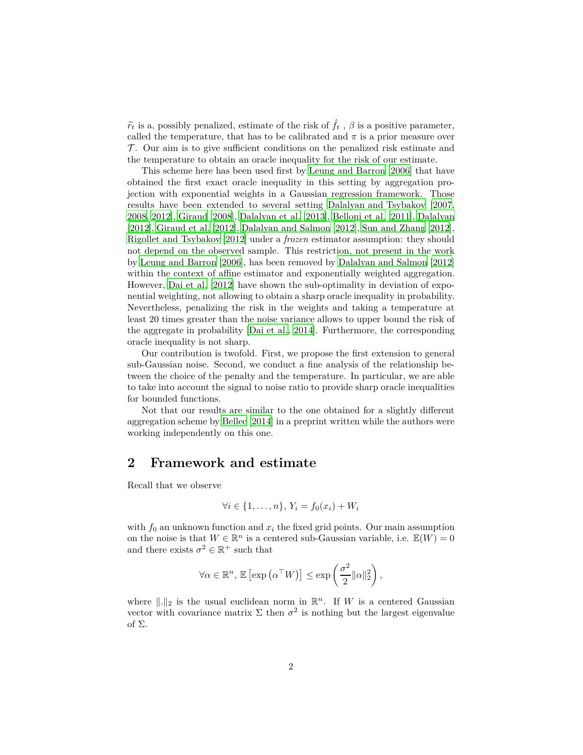$\widetilde{r}_t$ is a, possibly penalized, estimate of the risk of $\hat{f}_t$ , $\beta$ is a positive parameter, called the temperature, that has to be calibrated and $\pi$ is a prior measure over $\mathcal{T}$. Our aim is to give sufficient conditions on the penalized risk estimate and the temperature to obtain an oracle inequality for the risk of our estimate.

This scheme here has been used first by Leung and Barron [2006] that have obtained the first exact oracle inequality in this setting by aggregation projection with exponential weights in a Gaussian regression framework. Those results have been extended to several setting Dalalyan and Tsybakov [2007, 2008, 2012], Giraud [2008], Dalalyan et al. [2013], Belloni et al. [2011], Dalalyan [2012], Giraud et al. [2012], Dalalyan and Salmon [2012], Sun and Zhang [2012], Rigollet and Tsybakov [2012] under a *frozen* estimator assumption: they should not depend on the observed sample. This restriction, not present in the work by Leung and Barron [2006], has been removed by Dalalyan and Salmon [2012] within the context of affine estimator and exponentially weighted aggregation. However, Dai et al. [2012] have shown the sub-optimality in deviation of exponential weighting, not allowing to obtain a sharp oracle inequality in probability. Nevertheless, penalizing the risk in the weights and taking a temperature at least 20 times greater than the noise variance allows to upper bound the risk of the aggregate in probability [Dai et al., 2014]. Furthermore, the corresponding oracle inequality is not sharp.

Our contribution is twofold. First, we propose the first extension to general sub-Gaussian noise. Second, we conduct a fine analysis of the relationship between the choice of the penalty and the temperature. In particular, we are able to take into account the signal to noise ratio to provide sharp oracle inequalities for bounded functions.

Not that our results are similar to the one obtained for a slightly different aggregation scheme by Bellec [2014] in a preprint written while the authors were working independently on this one.

## 2 Framework and estimate

Recall that we observe

$$\forall i \in \{1, \ldots, n\}, \, Y_i = f_0(x_i) + W_i$$

with $f_0$ an unknown function and $x_i$ the fixed grid points. Our main assumption on the noise is that $W \in \mathbb{R}^n$ is a centered sub-Gaussian variable, i.e. $\mathbb{E}(W) = 0$ and there exists $\sigma^2 \in \mathbb{R}^+$ such that

$$\forall \alpha \in \mathbb{R}^n, \, \mathbb{E}\left[\exp\left(\alpha^\top W\right)\right] \leq \exp\left(\frac{\sigma^2}{2}\|\alpha\|_2^2\right),$$

where $\|.\|_2$ is the usual euclidean norm in $\mathbb{R}^n$. If $W$ is a centered Gaussian vector with covariance matrix $\Sigma$ then $\sigma^2$ is nothing but the largest eigenvalue of $\Sigma$.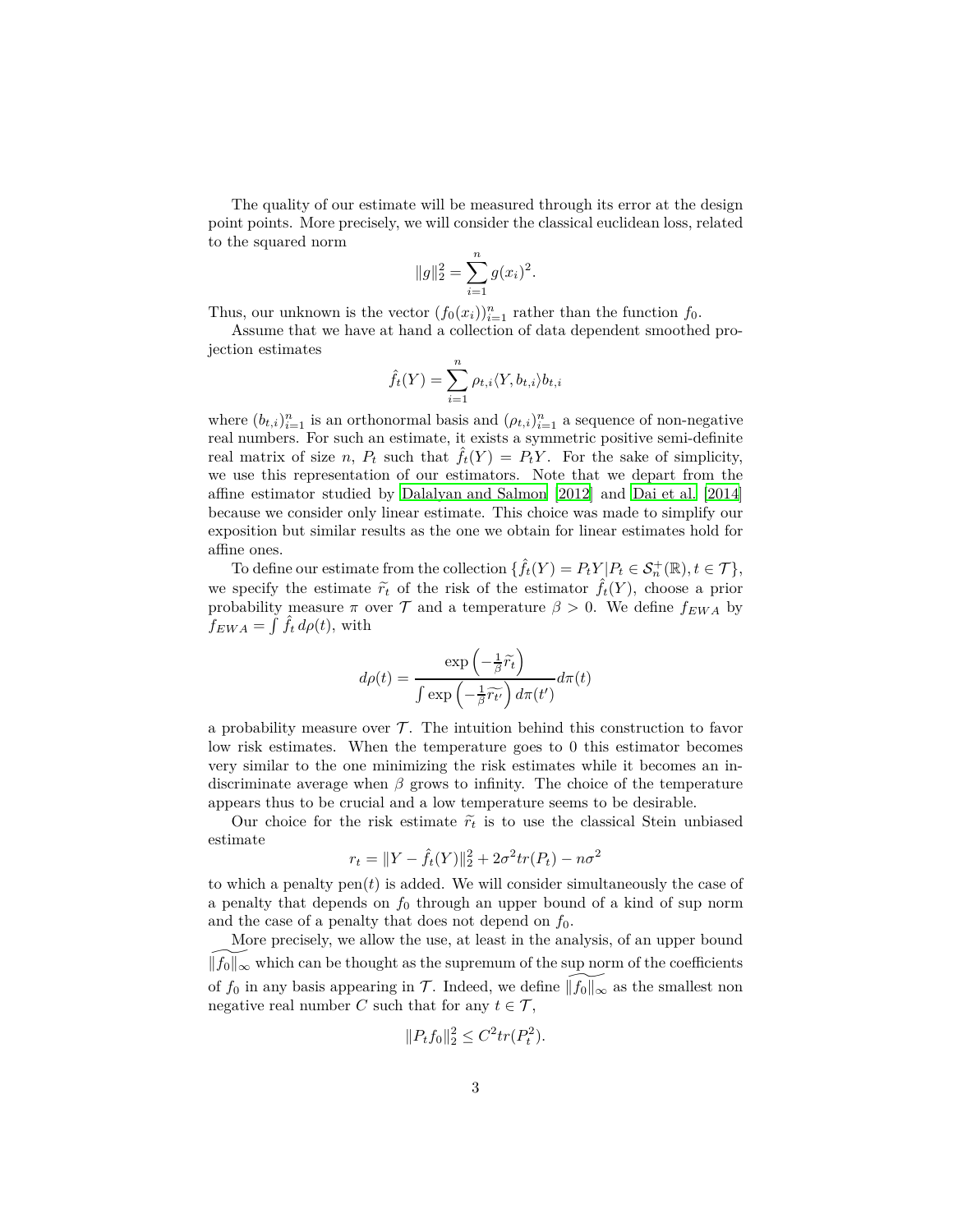The quality of our estimate will be measured through its error at the design point points. More precisely, we will consider the classical euclidean loss, related to the squared norm

$$\|g\|_2^2 = \sum_{i=1}^{n} g(x_i)^2.$$

Thus, our unknown is the vector $(f_0(x_i))_{i=1}^n$ rather than the function $f_0$.

Assume that we have at hand a collection of data dependent smoothed projection estimates

$$\hat{f}_t(Y) = \sum_{i=1}^{n} \rho_{t,i} \langle Y, b_{t,i} \rangle b_{t,i}$$

where $(b_{t,i})_{i=1}^n$ is an orthonormal basis and $(\rho_{t,i})_{i=1}^n$ a sequence of non-negative real numbers. For such an estimate, it exists a symmetric positive semi-definite real matrix of size $n$, $P_t$ such that $\hat{f}_t(Y) = P_t Y$. For the sake of simplicity, we use this representation of our estimators. Note that we depart from the affine estimator studied by Dalalyan and Salmon [2012] and Dai et al. [2014] because we consider only linear estimate. This choice was made to simplify our exposition but similar results as the one we obtain for linear estimates hold for affine ones.

To define our estimate from the collection $\{\hat{f}_t(Y) = P_t Y | P_t \in \mathcal{S}_n^+(\mathbb{R}), t \in \mathcal{T}\}$, we specify the estimate $\widetilde{r}_t$ of the risk of the estimator $\hat{f}_t(Y)$, choose a prior probability measure $\pi$ over $\mathcal{T}$ and a temperature $\beta > 0$. We define $f_{EWA}$ by $f_{EWA} = \int \hat{f}_t \, d\rho(t)$, with

$$d\rho(t) = \frac{\exp\left(-\frac{1}{\beta}\widetilde{r}_t\right)}{\int \exp\left(-\frac{1}{\beta}\widetilde{r_{t'}}\right) d\pi(t')} d\pi(t)$$

a probability measure over $\mathcal{T}$. The intuition behind this construction to favor low risk estimates. When the temperature goes to 0 this estimator becomes very similar to the one minimizing the risk estimates while it becomes an indiscriminate average when $\beta$ grows to infinity. The choice of the temperature appears thus to be crucial and a low temperature seems to be desirable.

Our choice for the risk estimate $\widetilde{r}_t$ is to use the classical Stein unbiased estimate

$$r_t = \|Y - \hat{f}_t(Y)\|_2^2 + 2\sigma^2 tr(P_t) - n\sigma^2$$

to which a penalty $\text{pen}(t)$ is added. We will consider simultaneously the case of a penalty that depends on $f_0$ through an upper bound of a kind of sup norm and the case of a penalty that does not depend on $f_0$.

More precisely, we allow the use, at least in the analysis, of an upper bound $\widetilde{\|f_0\|_\infty}$ which can be thought as the supremum of the sup norm of the coefficients of $f_0$ in any basis appearing in $\mathcal{T}$. Indeed, we define $\widetilde{\|f_0\|_\infty}$ as the smallest non negative real number $C$ such that for any $t \in \mathcal{T}$,

$$\|P_t f_0\|_2^2 \leq C^2 tr(P_t^2).$$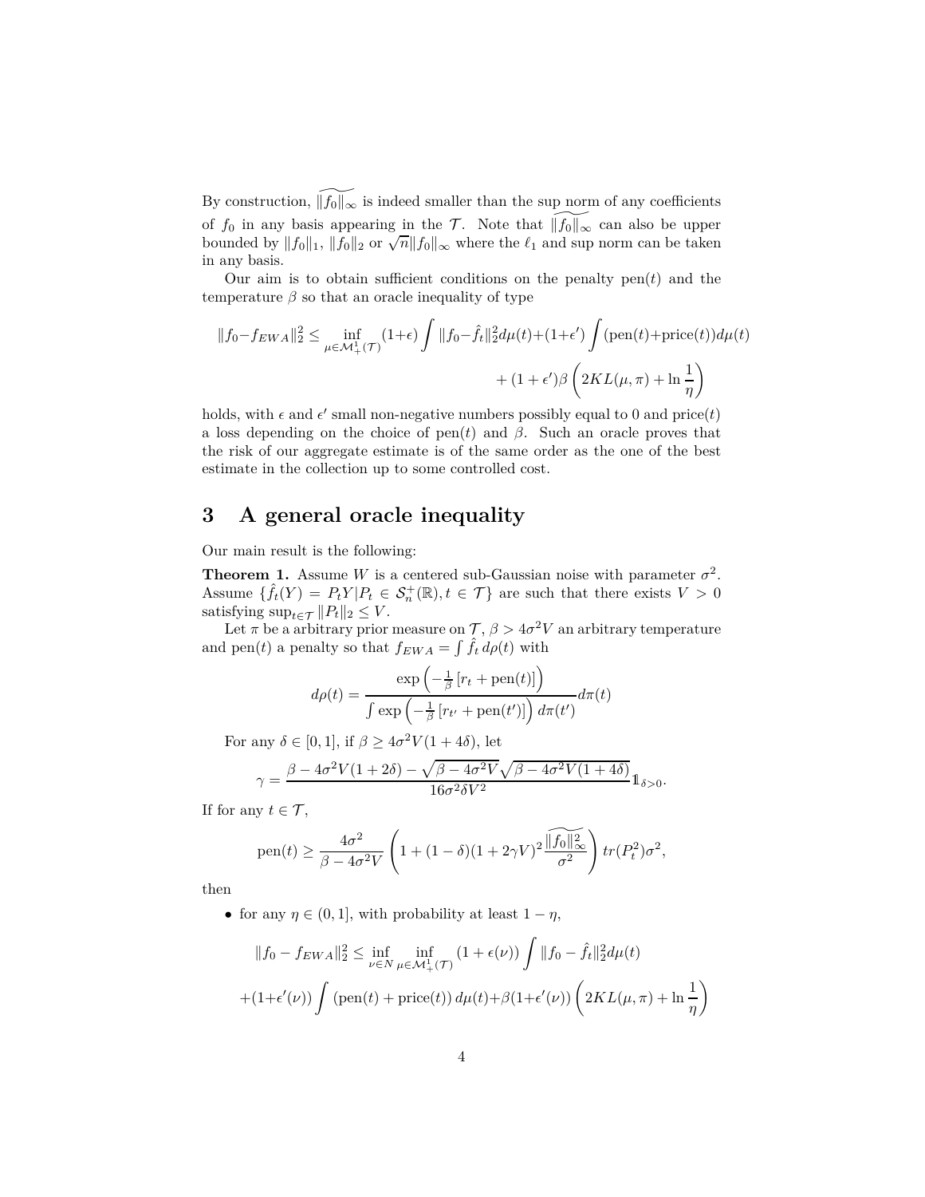By construction, $\widetilde{\|f_0\|_\infty}$ is indeed smaller than the sup norm of any coefficients of $f_0$ in any basis appearing in the $\mathcal{T}$. Note that $\widetilde{\|f_0\|_\infty}$ can also be upper bounded by $\|f_0\|_1$, $\|f_0\|_2$ or $\sqrt{n}\|f_0\|_\infty$ where the $\ell_1$ and sup norm can be taken in any basis.

Our aim is to obtain sufficient conditions on the penalty pen$(t)$ and the temperature $\beta$ so that an oracle inequality of type

$$\|f_0 - f_{EWA}\|_2^2 \leq \inf_{\mu \in \mathcal{M}_+^1(\mathcal{T})} (1+\epsilon) \int \|f_0 - \hat{f}_t\|_2^2 d\mu(t) + (1+\epsilon') \int (\text{pen}(t) + \text{price}(t)) d\mu(t) + (1+\epsilon')\beta \left(2KL(\mu, \pi) + \ln \frac{1}{\eta}\right)$$

holds, with $\epsilon$ and $\epsilon'$ small non-negative numbers possibly equal to 0 and price$(t)$ a loss depending on the choice of pen$(t)$ and $\beta$. Such an oracle proves that the risk of our aggregate estimate is of the same order as the one of the best estimate in the collection up to some controlled cost.

## 3 A general oracle inequality

Our main result is the following:

**Theorem 1.** Assume $W$ is a centered sub-Gaussian noise with parameter $\sigma^2$. Assume $\{\hat{f}_t(Y) = P_t Y | P_t \in \mathcal{S}_n^+(\mathbb{R}), t \in \mathcal{T}\}$ are such that there exists $V > 0$ satisfying $\sup_{t \in \mathcal{T}} \|P_t\|_2 \leq V$.

Let $\pi$ be a arbitrary prior measure on $\mathcal{T}$, $\beta > 4\sigma^2 V$ an arbitrary temperature and pen$(t)$ a penalty so that $f_{EWA} = \int \hat{f}_t \, d\rho(t)$ with

$$d\rho(t) = \frac{\exp\left(-\frac{1}{\beta}\left[r_t + \text{pen}(t)\right]\right)}{\int \exp\left(-\frac{1}{\beta}\left[r_{t'} + \text{pen}(t')\right]\right) d\pi(t')} d\pi(t)$$

For any $\delta \in [0, 1]$, if $\beta \geq 4\sigma^2 V(1+4\delta)$, let

$$\gamma = \frac{\beta - 4\sigma^2 V(1+2\delta) - \sqrt{\beta - 4\sigma^2 V}\sqrt{\beta - 4\sigma^2 V(1+4\delta)}}{16\sigma^2 \delta V^2} \mathbb{1}_{\delta > 0}.$$

If for any $t \in \mathcal{T}$,

$$\text{pen}(t) \geq \frac{4\sigma^2}{\beta - 4\sigma^2 V} \left(1 + (1-\delta)(1+2\gamma V)^2 \frac{\widetilde{\|f_0\|_\infty^2}}{\sigma^2}\right) tr(P_t^2)\sigma^2,$$

then

- for any $\eta \in (0, 1]$, with probability at least $1 - \eta$,

$$\|f_0 - f_{EWA}\|_2^2 \leq \inf_{\nu \in N} \inf_{\mu \in \mathcal{M}_+^1(\mathcal{T})} (1 + \epsilon(\nu)) \int \|f_0 - \hat{f}_t\|_2^2 d\mu(t) + (1+\epsilon'(\nu)) \int (\text{pen}(t) + \text{price}(t)) \, d\mu(t) + \beta(1+\epsilon'(\nu)) \left(2KL(\mu, \pi) + \ln \frac{1}{\eta}\right)$$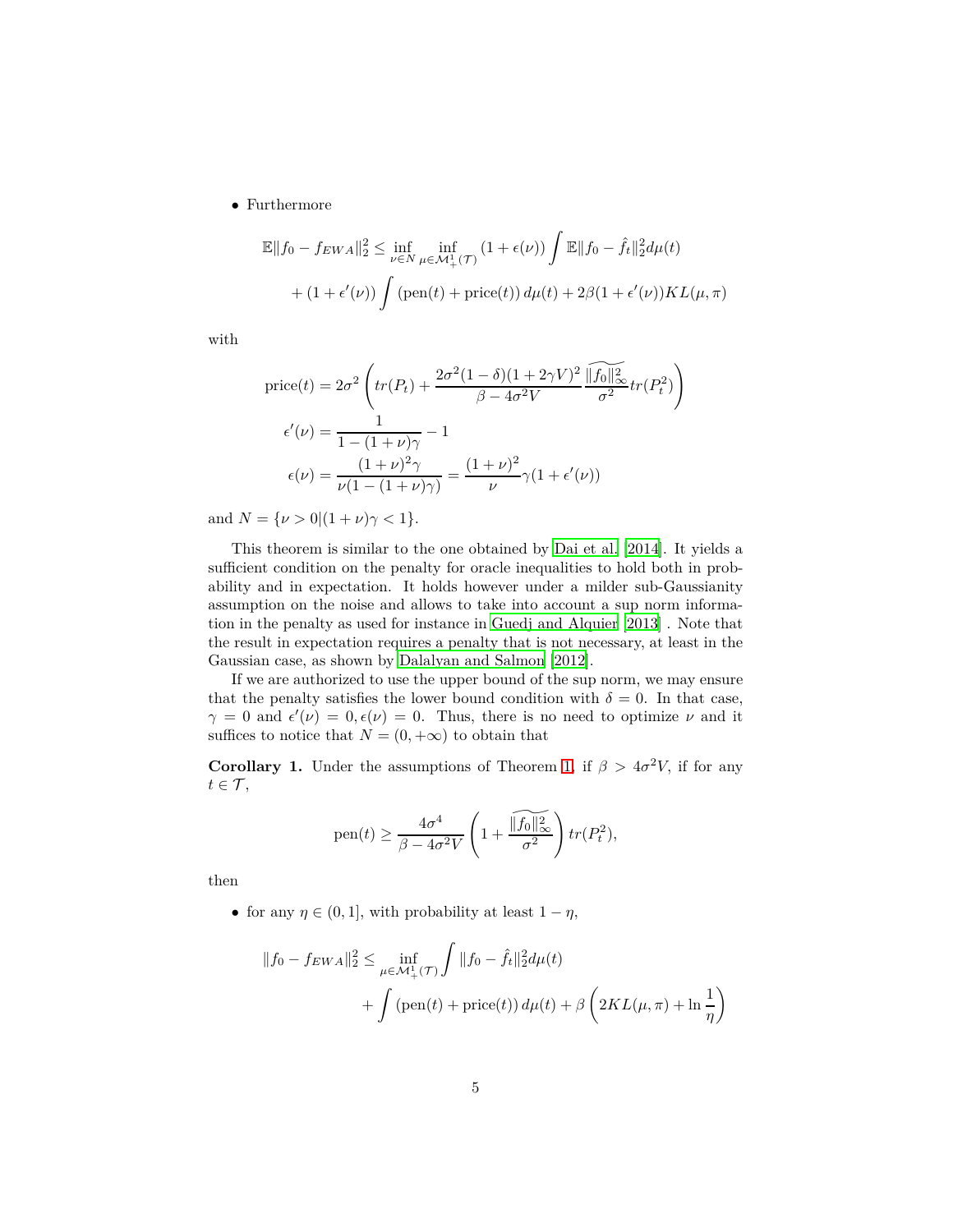- Furthermore

$$\mathbb{E}\|f_0 - f_{EWA}\|_2^2 \le \inf_{\nu \in N} \inf_{\mu \in \mathcal{M}_+^1(\mathcal{T})} (1 + \epsilon(\nu)) \int \mathbb{E}\|f_0 - \hat{f}_t\|_2^2 d\mu(t)$$

$$+ (1 + \epsilon'(\nu)) \int (\text{pen}(t) + \text{price}(t))\, d\mu(t) + 2\beta(1 + \epsilon'(\nu)) KL(\mu, \pi)$$

with

$$\text{price}(t) = 2\sigma^2 \left( tr(P_t) + \frac{2\sigma^2(1-\delta)(1+2\gamma V)^2}{\beta - 4\sigma^2 V} \frac{\widetilde{\|f_0\|_\infty^2}}{\sigma^2} tr(P_t^2) \right)$$

$$\epsilon'(\nu) = \frac{1}{1 - (1+\nu)\gamma} - 1$$

$$\epsilon(\nu) = \frac{(1+\nu)^2 \gamma}{\nu(1 - (1+\nu)\gamma)} = \frac{(1+\nu)^2}{\nu} \gamma (1 + \epsilon'(\nu))$$

and $N = \{\nu > 0 | (1+\nu)\gamma < 1\}$.

This theorem is similar to the one obtained by Dai et al. [2014]. It yields a sufficient condition on the penalty for oracle inequalities to hold both in probability and in expectation. It holds however under a milder sub-Gaussianity assumption on the noise and allows to take into account a sup norm information in the penalty as used for instance in Guedj and Alquier [2013] . Note that the result in expectation requires a penalty that is not necessary, at least in the Gaussian case, as shown by Dalalyan and Salmon [2012].

If we are authorized to use the upper bound of the sup norm, we may ensure that the penalty satisfies the lower bound condition with $\delta = 0$. In that case, $\gamma = 0$ and $\epsilon'(\nu) = 0, \epsilon(\nu) = 0$. Thus, there is no need to optimize $\nu$ and it suffices to notice that $N = (0, +\infty)$ to obtain that

**Corollary 1.** Under the assumptions of Theorem 1, if $\beta > 4\sigma^2 V$, if for any $t \in \mathcal{T}$,

$$\text{pen}(t) \ge \frac{4\sigma^4}{\beta - 4\sigma^2 V} \left( 1 + \frac{\widetilde{\|f_0\|_\infty^2}}{\sigma^2} \right) tr(P_t^2),$$

then

- for any $\eta \in (0, 1]$, with probability at least $1 - \eta$,

$$\|f_0 - f_{EWA}\|_2^2 \le \inf_{\mu \in \mathcal{M}_+^1(\mathcal{T})} \int \|f_0 - \hat{f}_t\|_2^2 d\mu(t)$$

$$+ \int (\text{pen}(t) + \text{price}(t))\, d\mu(t) + \beta \left( 2KL(\mu, \pi) + \ln \frac{1}{\eta} \right)$$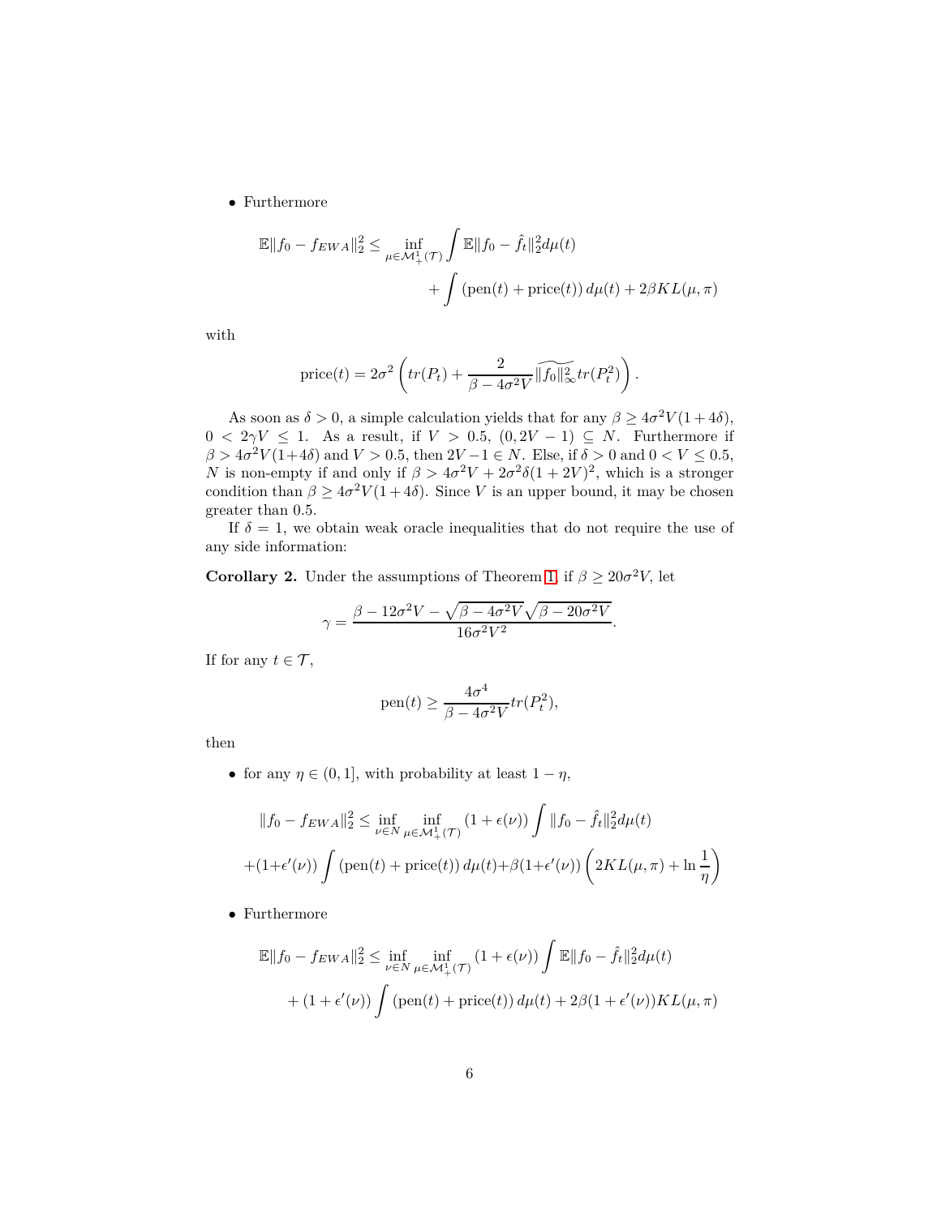- Furthermore

$$\mathbb{E}\|f_0 - f_{EWA}\|_2^2 \leq \inf_{\mu \in \mathcal{M}_+^1(\mathcal{T})} \int \mathbb{E}\|f_0 - \hat{f}_t\|_2^2 d\mu(t) + \int (\text{pen}(t) + \text{price}(t))\, d\mu(t) + 2\beta KL(\mu, \pi)$$

with

$$\text{price}(t) = 2\sigma^2 \left( tr(P_t) + \frac{2}{\beta - 4\sigma^2 V} \widetilde{\|f_0\|_\infty^2} tr(P_t^2) \right).$$

As soon as $\delta > 0$, a simple calculation yields that for any $\beta \geq 4\sigma^2 V(1+4\delta)$, $0 < 2\gamma V \leq 1$. As a result, if $V > 0.5$, $(0, 2V-1) \subseteq N$. Furthermore if $\beta > 4\sigma^2 V(1+4\delta)$ and $V > 0.5$, then $2V - 1 \in N$. Else, if $\delta > 0$ and $0 < V \leq 0.5$, $N$ is non-empty if and only if $\beta > 4\sigma^2 V + 2\sigma^2\delta(1+2V)^2$, which is a stronger condition than $\beta \geq 4\sigma^2 V(1+4\delta)$. Since $V$ is an upper bound, it may be chosen greater than 0.5.

If $\delta = 1$, we obtain weak oracle inequalities that do not require the use of any side information:

**Corollary 2.** Under the assumptions of Theorem 1, if $\beta \geq 20\sigma^2 V$, let

$$\gamma = \frac{\beta - 12\sigma^2 V - \sqrt{\beta - 4\sigma^2 V}\sqrt{\beta - 20\sigma^2 V}}{16\sigma^2 V^2}.$$

If for any $t \in \mathcal{T}$,

$$\text{pen}(t) \geq \frac{4\sigma^4}{\beta - 4\sigma^2 V} tr(P_t^2),$$

then

- for any $\eta \in (0, 1]$, with probability at least $1 - \eta$,

$$\|f_0 - f_{EWA}\|_2^2 \leq \inf_{\nu \in N} \inf_{\mu \in \mathcal{M}_+^1(\mathcal{T})} (1 + \epsilon(\nu)) \int \|f_0 - \hat{f}_t\|_2^2 d\mu(t)$$
$$+ (1+\epsilon'(\nu)) \int (\text{pen}(t) + \text{price}(t))\, d\mu(t) + \beta(1+\epsilon'(\nu)) \left( 2KL(\mu, \pi) + \ln \frac{1}{\eta} \right)$$

- Furthermore

$$\mathbb{E}\|f_0 - f_{EWA}\|_2^2 \leq \inf_{\nu \in N} \inf_{\mu \in \mathcal{M}_+^1(\mathcal{T})} (1 + \epsilon(\nu)) \int \mathbb{E}\|f_0 - \hat{f}_t\|_2^2 d\mu(t)$$
$$+ (1 + \epsilon'(\nu)) \int (\text{pen}(t) + \text{price}(t))\, d\mu(t) + 2\beta(1 + \epsilon'(\nu)) KL(\mu, \pi)$$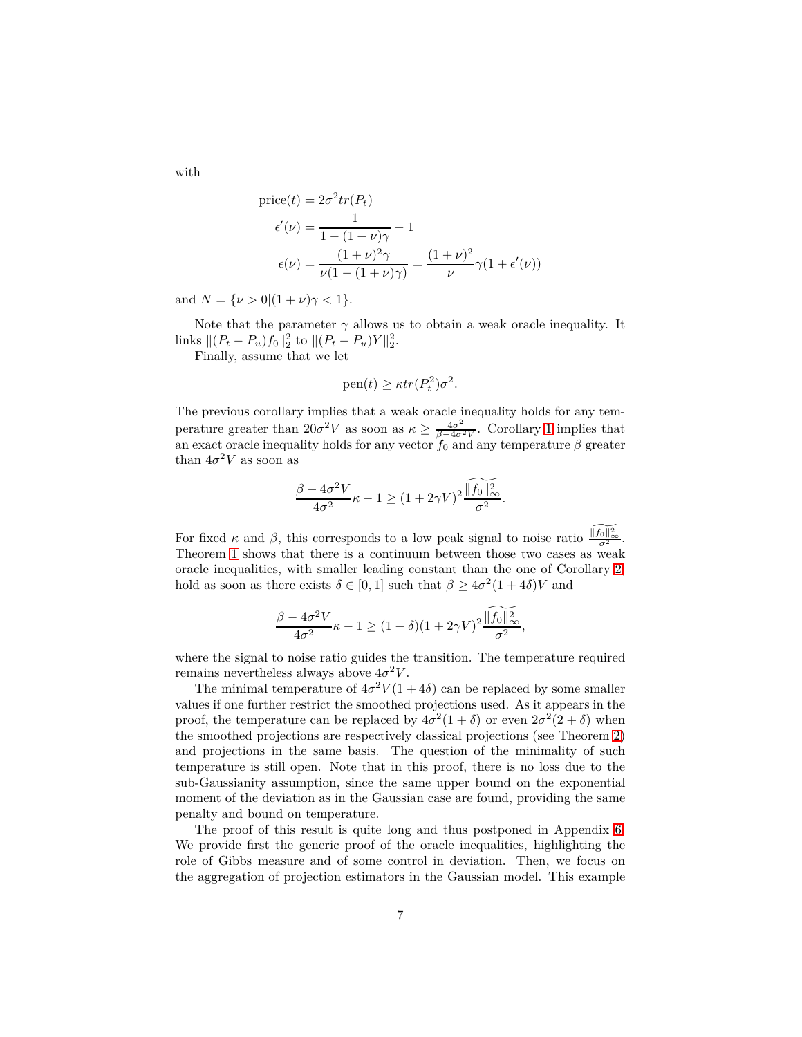with

$$
\begin{aligned}
\text{price}(t) &= 2\sigma^2 tr(P_t) \\
\epsilon'(\nu) &= \frac{1}{1-(1+\nu)\gamma} - 1 \\
\epsilon(\nu) &= \frac{(1+\nu)^2\gamma}{\nu(1-(1+\nu)\gamma)} = \frac{(1+\nu)^2}{\nu}\gamma(1+\epsilon'(\nu))
\end{aligned}
$$

and $N = \{\nu > 0 | (1+\nu)\gamma < 1\}$.

Note that the parameter $\gamma$ allows us to obtain a weak oracle inequality. It links $\|(P_t - P_u)f_0\|_2^2$ to $\|(P_t - P_u)Y\|_2^2$.

Finally, assume that we let

$$
\text{pen}(t) \geq \kappa tr(P_t^2)\sigma^2.
$$

The previous corollary implies that a weak oracle inequality holds for any temperature greater than $20\sigma^2 V$ as soon as $\kappa \geq \frac{4\sigma^2}{\beta - 4\sigma^2 V}$. Corollary 1 implies that an exact oracle inequality holds for any vector $f_0$ and any temperature $\beta$ greater than $4\sigma^2 V$ as soon as

$$
\frac{\beta - 4\sigma^2 V}{4\sigma^2}\kappa - 1 \geq (1+2\gamma V)^2 \frac{\widetilde{\|f_0\|_\infty^2}}{\sigma^2}.
$$

For fixed $\kappa$ and $\beta$, this corresponds to a low peak signal to noise ratio $\frac{\widetilde{\|f_0\|_\infty^2}}{\sigma^2}$. Theorem 1 shows that there is a continuum between those two cases as weak oracle inequalities, with smaller leading constant than the one of Corollary 2, hold as soon as there exists $\delta \in [0,1]$ such that $\beta \geq 4\sigma^2(1+4\delta)V$ and

$$
\frac{\beta - 4\sigma^2 V}{4\sigma^2}\kappa - 1 \geq (1-\delta)(1+2\gamma V)^2 \frac{\widetilde{\|f_0\|_\infty^2}}{\sigma^2},
$$

where the signal to noise ratio guides the transition. The temperature required remains nevertheless always above $4\sigma^2 V$.

The minimal temperature of $4\sigma^2 V(1+4\delta)$ can be replaced by some smaller values if one further restrict the smoothed projections used. As it appears in the proof, the temperature can be replaced by $4\sigma^2(1+\delta)$ or even $2\sigma^2(2+\delta)$ when the smoothed projections are respectively classical projections (see Theorem 2) and projections in the same basis. The question of the minimality of such temperature is still open. Note that in this proof, there is no loss due to the sub-Gaussianity assumption, since the same upper bound on the exponential moment of the deviation as in the Gaussian case are found, providing the same penalty and bound on temperature.

The proof of this result is quite long and thus postponed in Appendix 6. We provide first the generic proof of the oracle inequalities, highlighting the role of Gibbs measure and of some control in deviation. Then, we focus on the aggregation of projection estimators in the Gaussian model. This example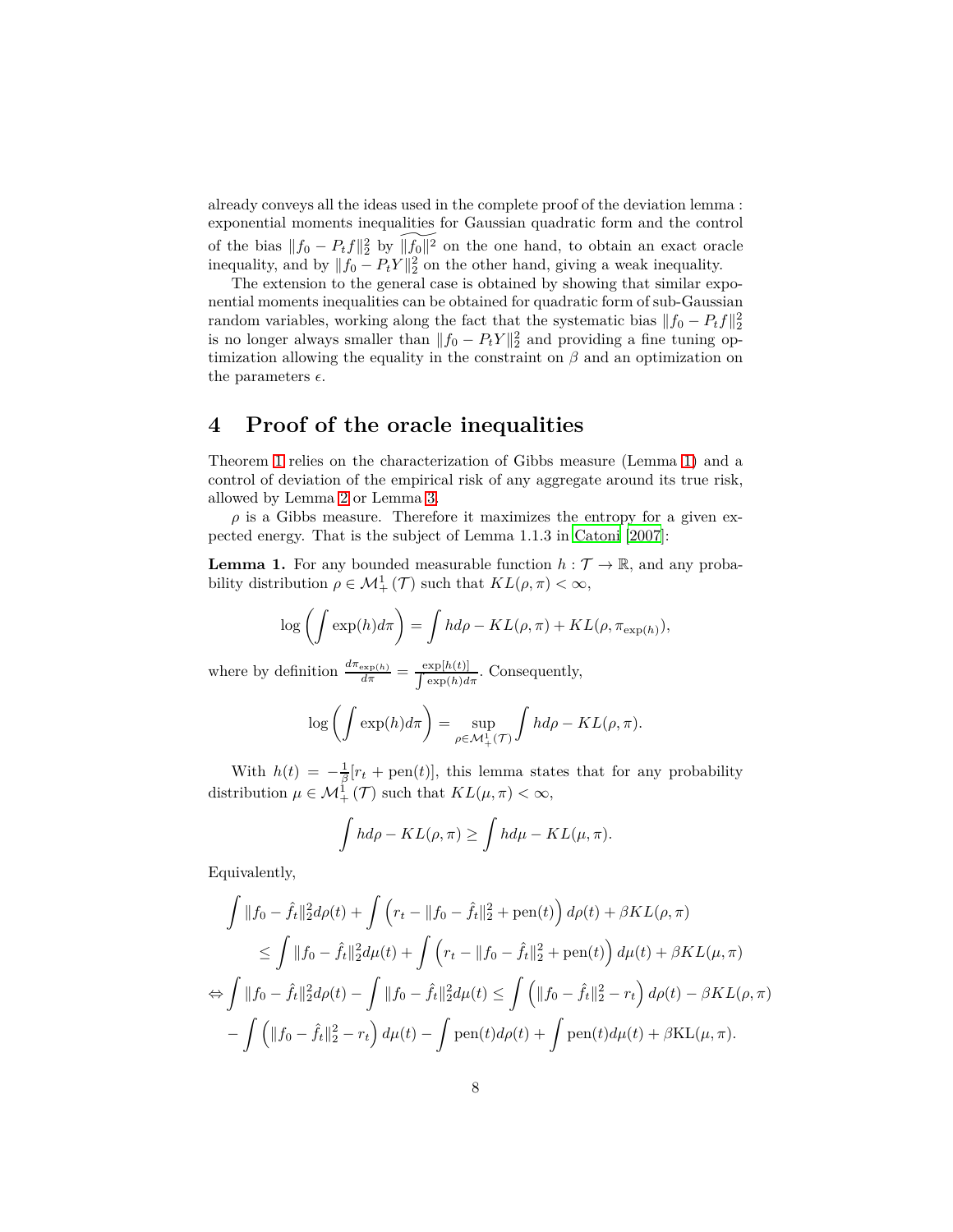already conveys all the ideas used in the complete proof of the deviation lemma : exponential moments inequalities for Gaussian quadratic form and the control of the bias $\|f_0 - P_t f\|_2^2$ by $\widetilde{\|f_0\|^2}$ on the one hand, to obtain an exact oracle inequality, and by $\|f_0 - P_t Y\|_2^2$ on the other hand, giving a weak inequality.

The extension to the general case is obtained by showing that similar exponential moments inequalities can be obtained for quadratic form of sub-Gaussian random variables, working along the fact that the systematic bias $\|f_0 - P_t f\|_2^2$ is no longer always smaller than $\|f_0 - P_t Y\|_2^2$ and providing a fine tuning optimization allowing the equality in the constraint on $\beta$ and an optimization on the parameters $\epsilon$.

# 4 Proof of the oracle inequalities

Theorem 1 relies on the characterization of Gibbs measure (Lemma 1) and a control of deviation of the empirical risk of any aggregate around its true risk, allowed by Lemma 2 or Lemma 3.

$\rho$ is a Gibbs measure. Therefore it maximizes the entropy for a given expected energy. That is the subject of Lemma 1.1.3 in Catoni [2007]:

**Lemma 1.** For any bounded measurable function $h : \mathcal{T} \to \mathbb{R}$, and any probability distribution $\rho \in \mathcal{M}_+^1(\mathcal{T})$ such that $KL(\rho, \pi) < \infty$,

$$\log\left(\int \exp(h) d\pi\right) = \int h d\rho - KL(\rho, \pi) + KL(\rho, \pi_{\exp(h)}),$$

where by definition $\frac{d\pi_{\exp(h)}}{d\pi} = \frac{\exp[h(t)]}{\int \exp(h) d\pi}$. Consequently,

$$\log\left(\int \exp(h) d\pi\right) = \sup_{\rho \in \mathcal{M}_+^1(\mathcal{T})} \int h d\rho - KL(\rho, \pi).$$

With $h(t) = -\frac{1}{\beta}[r_t + \text{pen}(t)]$, this lemma states that for any probability distribution $\mu \in \mathcal{M}_+^1(\mathcal{T})$ such that $KL(\mu, \pi) < \infty$,

$$\int h d\rho - KL(\rho, \pi) \geq \int h d\mu - KL(\mu, \pi).$$

Equivalently,

$$\begin{aligned}
&\int \|f_0 - \hat{f}_t\|_2^2 d\rho(t) + \int \left(r_t - \|f_0 - \hat{f}_t\|_2^2 + \text{pen}(t)\right) d\rho(t) + \beta KL(\rho, \pi) \\
&\quad \leq \int \|f_0 - \hat{f}_t\|_2^2 d\mu(t) + \int \left(r_t - \|f_0 - \hat{f}_t\|_2^2 + \text{pen}(t)\right) d\mu(t) + \beta KL(\mu, \pi) \\
\Leftrightarrow &\int \|f_0 - \hat{f}_t\|_2^2 d\rho(t) - \int \|f_0 - \hat{f}_t\|_2^2 d\mu(t) \leq \int \left(\|f_0 - \hat{f}_t\|_2^2 - r_t\right) d\rho(t) - \beta KL(\rho, \pi) \\
&- \int \left(\|f_0 - \hat{f}_t\|_2^2 - r_t\right) d\mu(t) - \int \text{pen}(t) d\rho(t) + \int \text{pen}(t) d\mu(t) + \beta \text{KL}(\mu, \pi).
\end{aligned}$$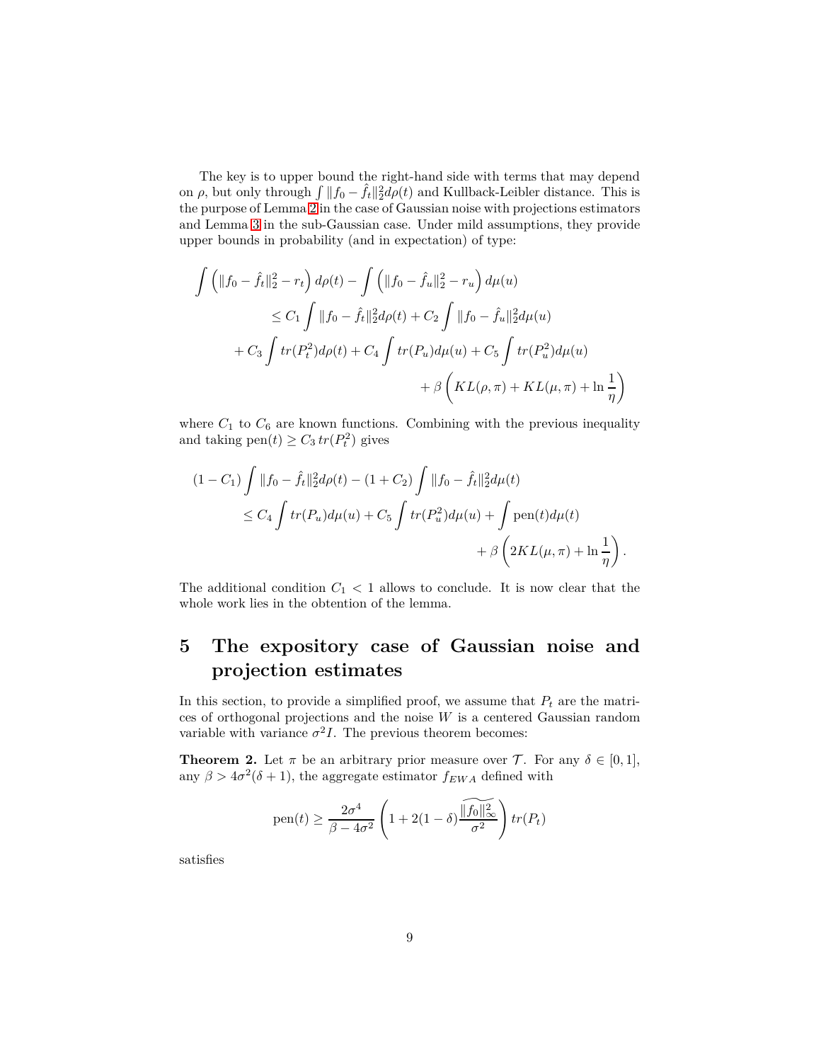The key is to upper bound the right-hand side with terms that may depend on $\rho$, but only through $\int \|f_0 - \hat{f}_t\|_2^2 d\rho(t)$ and Kullback-Leibler distance. This is the purpose of Lemma 2 in the case of Gaussian noise with projections estimators and Lemma 3 in the sub-Gaussian case. Under mild assumptions, they provide upper bounds in probability (and in expectation) of type:

$$
\begin{aligned}
\int \left( \|f_0 - \hat{f}_t\|_2^2 - r_t \right) d\rho(t) - \int \left( \|f_0 - \hat{f}_u\|_2^2 - r_u \right) d\mu(u) \\
\leq C_1 \int \|f_0 - \hat{f}_t\|_2^2 d\rho(t) + C_2 \int \|f_0 - \hat{f}_u\|_2^2 d\mu(u) \\
+ C_3 \int tr(P_t^2) d\rho(t) + C_4 \int tr(P_u) d\mu(u) + C_5 \int tr(P_u^2) d\mu(u) \\
+ \beta \left( KL(\rho, \pi) + KL(\mu, \pi) + \ln \frac{1}{\eta} \right)
\end{aligned}
$$

where $C_1$ to $C_6$ are known functions. Combining with the previous inequality and taking $\text{pen}(t) \geq C_3 \, tr(P_t^2)$ gives

$$
\begin{aligned}
(1 - C_1) \int \|f_0 - \hat{f}_t\|_2^2 d\rho(t) - (1 + C_2) \int \|f_0 - \hat{f}_t\|_2^2 d\mu(t) \\
\leq C_4 \int tr(P_u) d\mu(u) + C_5 \int tr(P_u^2) d\mu(u) + \int \text{pen}(t) d\mu(t) \\
+ \beta \left( 2KL(\mu, \pi) + \ln \frac{1}{\eta} \right).
\end{aligned}
$$

The additional condition $C_1 < 1$ allows to conclude. It is now clear that the whole work lies in the obtention of the lemma.

# 5 The expository case of Gaussian noise and projection estimates

In this section, to provide a simplified proof, we assume that $P_t$ are the matrices of orthogonal projections and the noise $W$ is a centered Gaussian random variable with variance $\sigma^2 I$. The previous theorem becomes:

**Theorem 2.** Let $\pi$ be an arbitrary prior measure over $\mathcal{T}$. For any $\delta \in [0, 1]$, any $\beta > 4\sigma^2(\delta + 1)$, the aggregate estimator $f_{EWA}$ defined with

$$
\text{pen}(t) \geq \frac{2\sigma^4}{\beta - 4\sigma^2} \left( 1 + 2(1 - \delta) \frac{\widetilde{\|f_0\|_\infty^2}}{\sigma^2} \right) tr(P_t)
$$

satisfies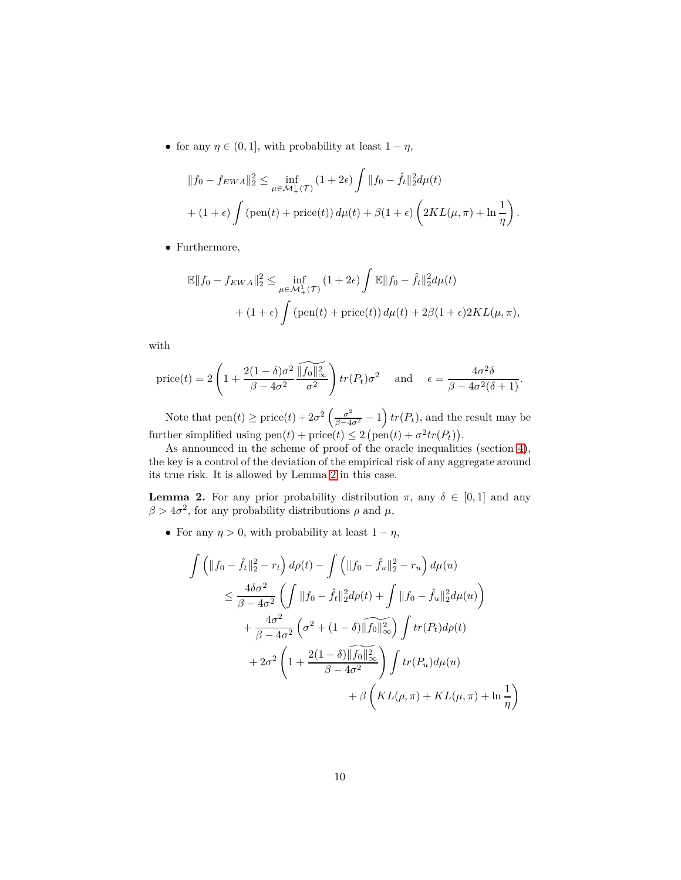- for any $\eta \in (0, 1]$, with probability at least $1 - \eta$,

$$
\begin{aligned}
\|f_0 - f_{EWA}\|_2^2 \leq & \inf_{\mu \in \mathcal{M}_+^1(\mathcal{T})} (1 + 2\epsilon) \int \|f_0 - \hat{f}_t\|_2^2 d\mu(t) \\
& + (1 + \epsilon) \int (\text{pen}(t) + \text{price}(t))\, d\mu(t) + \beta(1 + \epsilon) \left( 2KL(\mu, \pi) + \ln \frac{1}{\eta} \right).
\end{aligned}
$$

- Furthermore,

$$
\begin{aligned}
\mathbb{E}\|f_0 - f_{EWA}\|_2^2 \leq & \inf_{\mu \in \mathcal{M}_+^1(\mathcal{T})} (1 + 2\epsilon) \int \mathbb{E}\|f_0 - \hat{f}_t\|_2^2 d\mu(t) \\
& + (1 + \epsilon) \int (\text{pen}(t) + \text{price}(t))\, d\mu(t) + 2\beta(1 + \epsilon) 2KL(\mu, \pi),
\end{aligned}
$$

with

$$
\text{price}(t) = 2 \left( 1 + \frac{2(1 - \delta)\sigma^2}{\beta - 4\sigma^2} \frac{\widetilde{\|f_0\|_\infty^2}}{\sigma^2} \right) tr(P_t)\sigma^2 \quad \text{ and } \quad \epsilon = \frac{4\sigma^2 \delta}{\beta - 4\sigma^2(\delta + 1)}.
$$

Note that $\text{pen}(t) \geq \text{price}(t) + 2\sigma^2 \left( \frac{\sigma^2}{\beta - 4\sigma^2} - 1 \right) tr(P_t)$, and the result may be further simplified using $\text{pen}(t) + \text{price}(t) \leq 2\left(\text{pen}(t) + \sigma^2 tr(P_t)\right)$.

As announced in the scheme of proof of the oracle inequalities (section 4), the key is a control of the deviation of the empirical risk of any aggregate around its true risk. It is allowed by Lemma 2 in this case.

**Lemma 2.** For any prior probability distribution $\pi$, any $\delta \in [0, 1]$ and any $\beta > 4\sigma^2$, for any probability distributions $\rho$ and $\mu$,

- For any $\eta > 0$, with probability at least $1 - \eta$,

$$
\begin{aligned}
\int \left( \|f_0 - \hat{f}_t\|_2^2 - r_t \right) d\rho(t) & - \int \left( \|f_0 - \hat{f}_u\|_2^2 - r_u \right) d\mu(u) \\
\leq & \frac{4\delta\sigma^2}{\beta - 4\sigma^2} \left( \int \|f_0 - \hat{f}_t\|_2^2 d\rho(t) + \int \|f_0 - \hat{f}_u\|_2^2 d\mu(u) \right) \\
& + \frac{4\sigma^2}{\beta - 4\sigma^2} \left( \sigma^2 + (1 - \delta)\widetilde{\|f_0\|_\infty^2} \right) \int tr(P_t) d\rho(t) \\
& + 2\sigma^2 \left( 1 + \frac{2(1 - \delta)\widetilde{\|f_0\|_\infty^2}}{\beta - 4\sigma^2} \right) \int tr(P_u) d\mu(u) \\
& + \beta \left( KL(\rho, \pi) + KL(\mu, \pi) + \ln \frac{1}{\eta} \right)
\end{aligned}
$$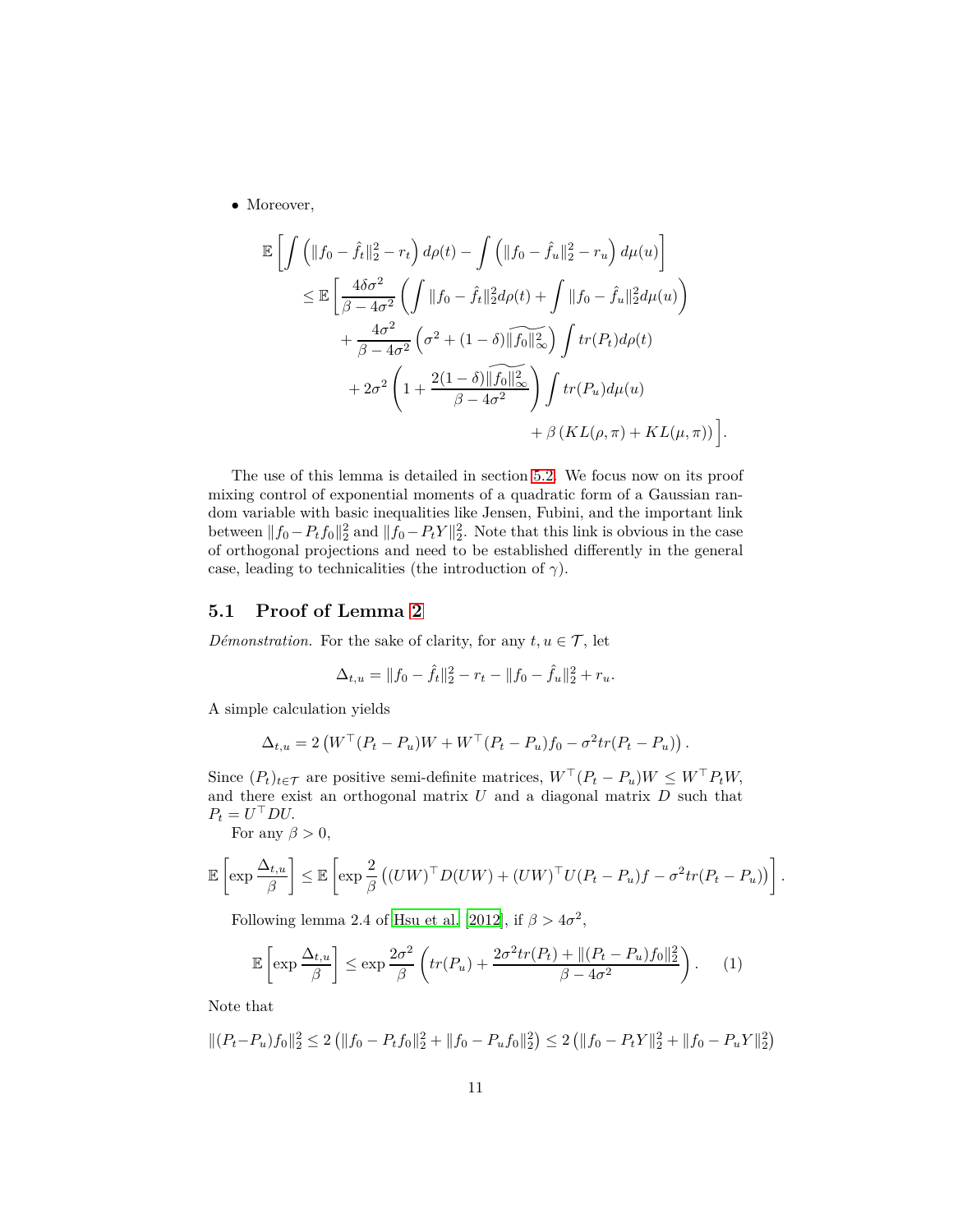- Moreover,

$$
\begin{aligned}
&\mathbb{E}\left[\int \left(\|f_0 - \hat{f}_t\|_2^2 - r_t\right) d\rho(t) - \int \left(\|f_0 - \hat{f}_u\|_2^2 - r_u\right) d\mu(u)\right] \\
&\quad \leq \mathbb{E}\left[\frac{4\delta\sigma^2}{\beta - 4\sigma^2}\left(\int \|f_0 - \hat{f}_t\|_2^2 d\rho(t) + \int \|f_0 - \hat{f}_u\|_2^2 d\mu(u)\right)\right. \\
&\qquad + \frac{4\sigma^2}{\beta - 4\sigma^2}\left(\sigma^2 + (1-\delta)\widetilde{\|f_0\|_\infty^2}\right)\int tr(P_t) d\rho(t) \\
&\qquad + 2\sigma^2\left(1 + \frac{2(1-\delta)\widetilde{\|f_0\|_\infty^2}}{\beta - 4\sigma^2}\right)\int tr(P_u) d\mu(u) \\
&\qquad \left. + \beta\left(KL(\rho, \pi) + KL(\mu, \pi)\right)\right].
\end{aligned}
$$

The use of this lemma is detailed in section 5.2. We focus now on its proof mixing control of exponential moments of a quadratic form of a Gaussian random variable with basic inequalities like Jensen, Fubini, and the important link between $\|f_0 - P_t f_0\|_2^2$ and $\|f_0 - P_t Y\|_2^2$. Note that this link is obvious in the case of orthogonal projections and need to be established differently in the general case, leading to technicalities (the introduction of $\gamma$).

## 5.1 Proof of Lemma 2

*Démonstration.* For the sake of clarity, for any $t, u \in \mathcal{T}$, let

$$
\Delta_{t,u} = \|f_0 - \hat{f}_t\|_2^2 - r_t - \|f_0 - \hat{f}_u\|_2^2 + r_u.
$$

A simple calculation yields

$$
\Delta_{t,u} = 2\left(W^\top (P_t - P_u) W + W^\top (P_t - P_u) f_0 - \sigma^2 tr(P_t - P_u)\right).
$$

Since $(P_t)_{t \in \mathcal{T}}$ are positive semi-definite matrices, $W^\top (P_t - P_u) W \leq W^\top P_t W$, and there exist an orthogonal matrix $U$ and a diagonal matrix $D$ such that $P_t = U^\top D U$.

For any $\beta > 0$,

$$
\mathbb{E}\left[\exp \frac{\Delta_{t,u}}{\beta}\right] \leq \mathbb{E}\left[\exp \frac{2}{\beta}\left((UW)^\top D (UW) + (UW)^\top U (P_t - P_u) f - \sigma^2 tr(P_t - P_u)\right)\right].
$$

Following lemma 2.4 of Hsu et al. [2012], if $\beta > 4\sigma^2$,

$$
\mathbb{E}\left[\exp \frac{\Delta_{t,u}}{\beta}\right] \leq \exp \frac{2\sigma^2}{\beta}\left(tr(P_u) + \frac{2\sigma^2 tr(P_t) + \|(P_t - P_u) f_0\|_2^2}{\beta - 4\sigma^2}\right). \qquad (1)
$$

Note that

$$
\|(P_t - P_u) f_0\|_2^2 \leq 2\left(\|f_0 - P_t f_0\|_2^2 + \|f_0 - P_u f_0\|_2^2\right) \leq 2\left(\|f_0 - P_t Y\|_2^2 + \|f_0 - P_u Y\|_2^2\right)
$$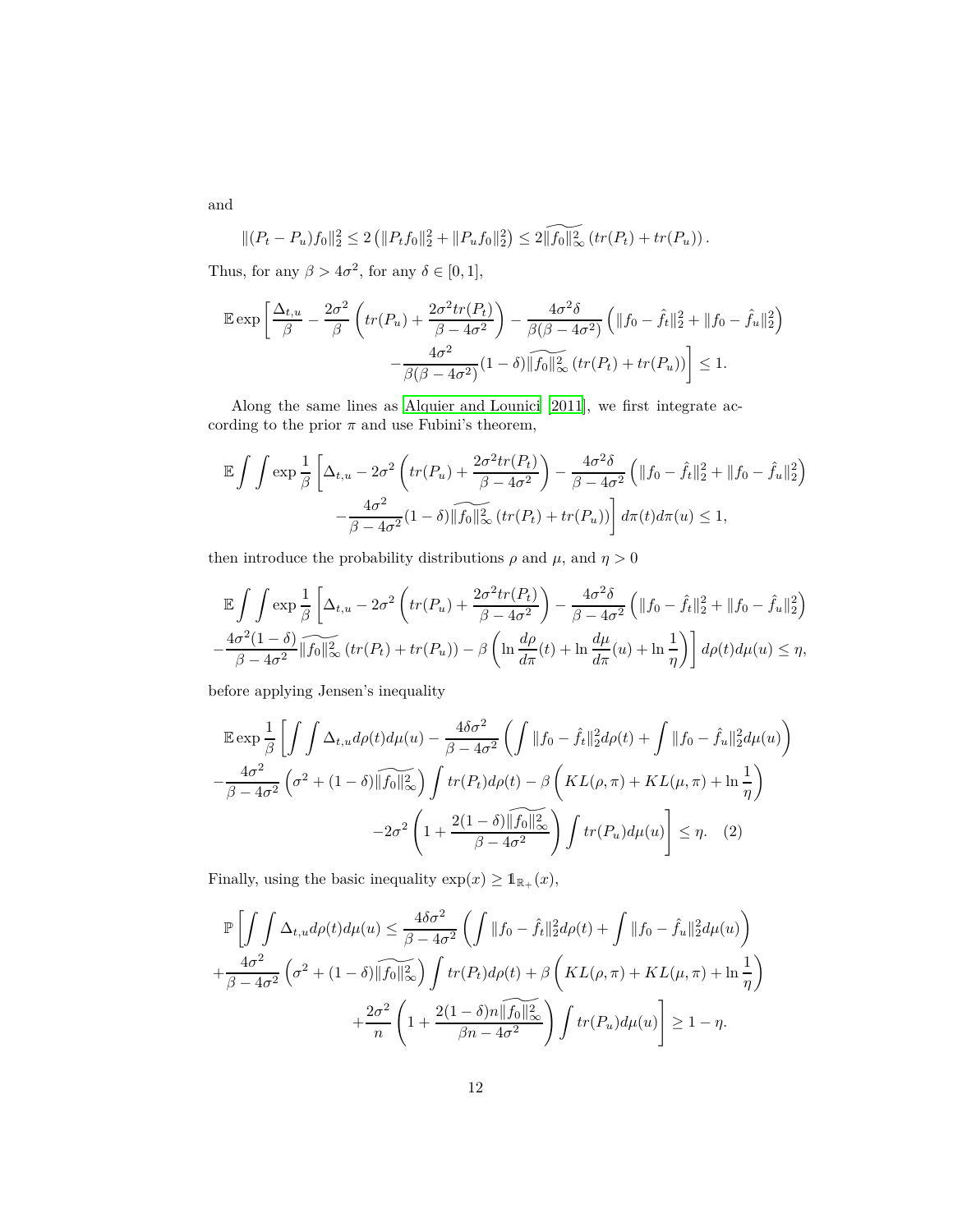and

$$\|(P_t - P_u)f_0\|_2^2 \leq 2\left(\|P_t f_0\|_2^2 + \|P_u f_0\|_2^2\right) \leq 2\widetilde{\|f_0\|_\infty^2}\left(tr(P_t) + tr(P_u)\right).$$

Thus, for any $\beta > 4\sigma^2$, for any $\delta \in [0,1]$,

$$\mathbb{E}\exp\left[\frac{\Delta_{t,u}}{\beta} - \frac{2\sigma^2}{\beta}\left(tr(P_u) + \frac{2\sigma^2 tr(P_t)}{\beta - 4\sigma^2}\right) - \frac{4\sigma^2\delta}{\beta(\beta-4\sigma^2)}\left(\|f_0 - \hat{f}_t\|_2^2 + \|f_0 - \hat{f}_u\|_2^2\right)\right.$$
$$\left. - \frac{4\sigma^2}{\beta(\beta-4\sigma^2)}(1-\delta)\widetilde{\|f_0\|_\infty^2}\left(tr(P_t) + tr(P_u)\right)\right] \leq 1.$$

Along the same lines as Alquier and Lounici [2011], we first integrate according to the prior $\pi$ and use Fubini's theorem,

$$\mathbb{E}\int\int\exp\frac{1}{\beta}\left[\Delta_{t,u} - 2\sigma^2\left(tr(P_u) + \frac{2\sigma^2 tr(P_t)}{\beta-4\sigma^2}\right) - \frac{4\sigma^2\delta}{\beta-4\sigma^2}\left(\|f_0 - \hat{f}_t\|_2^2 + \|f_0 - \hat{f}_u\|_2^2\right)\right.$$
$$\left. - \frac{4\sigma^2}{\beta-4\sigma^2}(1-\delta)\widetilde{\|f_0\|_\infty^2}\left(tr(P_t) + tr(P_u)\right)\right] d\pi(t)d\pi(u) \leq 1,$$

then introduce the probability distributions $\rho$ and $\mu$, and $\eta > 0$

$$\mathbb{E}\int\int\exp\frac{1}{\beta}\left[\Delta_{t,u} - 2\sigma^2\left(tr(P_u) + \frac{2\sigma^2 tr(P_t)}{\beta-4\sigma^2}\right) - \frac{4\sigma^2\delta}{\beta-4\sigma^2}\left(\|f_0 - \hat{f}_t\|_2^2 + \|f_0 - \hat{f}_u\|_2^2\right)\right.$$
$$\left. - \frac{4\sigma^2(1-\delta)}{\beta-4\sigma^2}\widetilde{\|f_0\|_\infty^2}\left(tr(P_t) + tr(P_u)\right) - \beta\left(\ln\frac{d\rho}{d\pi}(t) + \ln\frac{d\mu}{d\pi}(u) + \ln\frac{1}{\eta}\right)\right] d\rho(t)d\mu(u) \leq \eta,$$

before applying Jensen's inequality

$$\mathbb{E}\exp\frac{1}{\beta}\left[\int\int\Delta_{t,u}d\rho(t)d\mu(u) - \frac{4\delta\sigma^2}{\beta-4\sigma^2}\left(\int\|f_0 - \hat{f}_t\|_2^2 d\rho(t) + \int\|f_0 - \hat{f}_u\|_2^2 d\mu(u)\right)\right.$$
$$- \frac{4\sigma^2}{\beta-4\sigma^2}\left(\sigma^2 + (1-\delta)\widetilde{\|f_0\|_\infty^2}\right)\int tr(P_t)d\rho(t) - \beta\left(KL(\rho,\pi) + KL(\mu,\pi) + \ln\frac{1}{\eta}\right)$$
$$\left. - 2\sigma^2\left(1 + \frac{2(1-\delta)\widetilde{\|f_0\|_\infty^2}}{\beta-4\sigma^2}\right)\int tr(P_u)d\mu(u)\right] \leq \eta. \quad (2)$$

Finally, using the basic inequality $\exp(x) \geq \mathbb{1}_{\mathbb{R}_+}(x)$,

$$\mathbb{P}\left[\int\int\Delta_{t,u}d\rho(t)d\mu(u) \leq \frac{4\delta\sigma^2}{\beta-4\sigma^2}\left(\int\|f_0 - \hat{f}_t\|_2^2 d\rho(t) + \int\|f_0 - \hat{f}_u\|_2^2 d\mu(u)\right)\right.$$
$$+ \frac{4\sigma^2}{\beta-4\sigma^2}\left(\sigma^2 + (1-\delta)\widetilde{\|f_0\|_\infty^2}\right)\int tr(P_t)d\rho(t) + \beta\left(KL(\rho,\pi) + KL(\mu,\pi) + \ln\frac{1}{\eta}\right)$$
$$\left. + \frac{2\sigma^2}{n}\left(1 + \frac{2(1-\delta)n\widetilde{\|f_0\|_\infty^2}}{\beta n - 4\sigma^2}\right)\int tr(P_u)d\mu(u)\right] \geq 1 - \eta.$$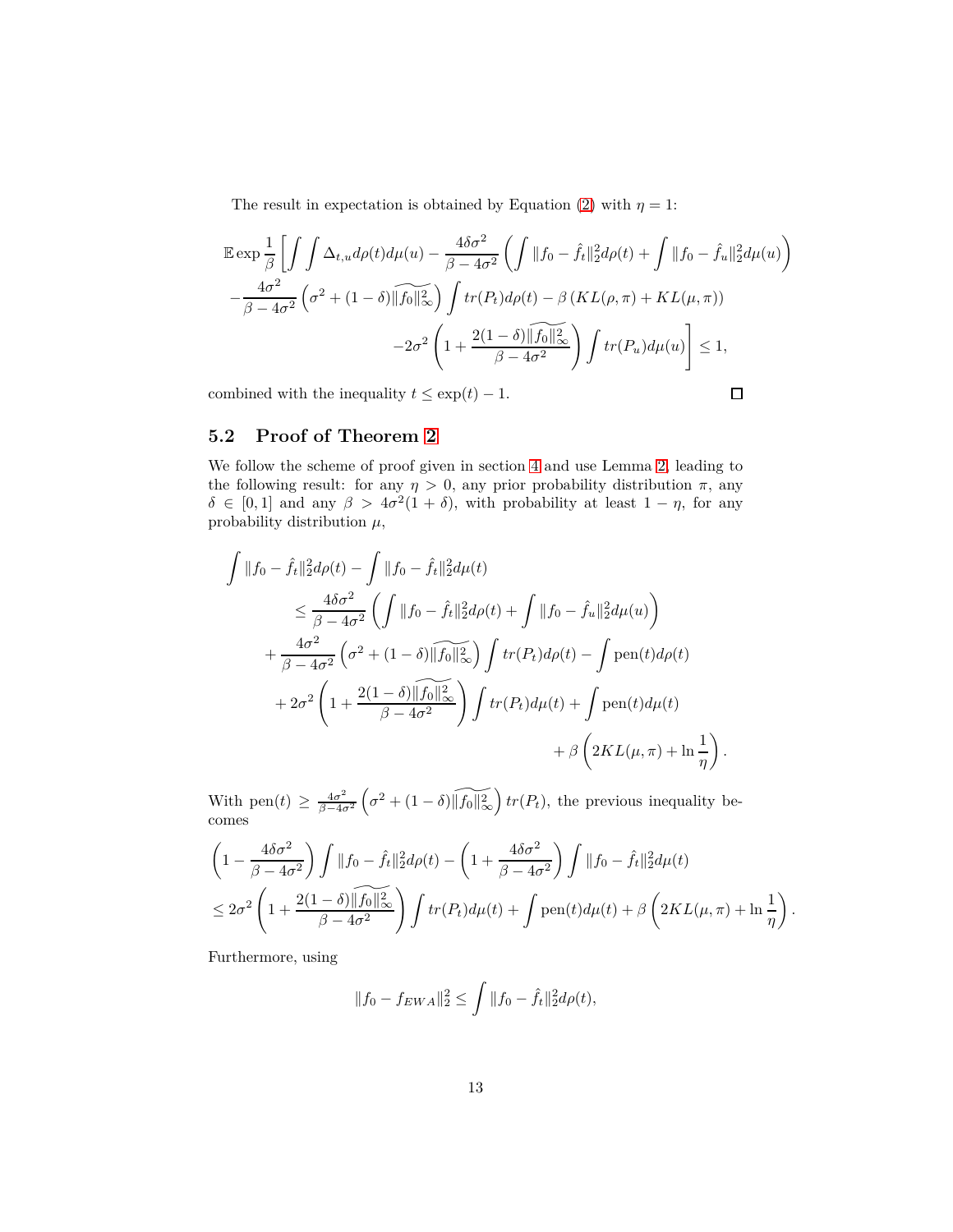The result in expectation is obtained by Equation (2) with $\eta = 1$:

$$\mathbb{E} \exp \frac{1}{\beta} \left[ \int \int \Delta_{t,u} d\rho(t) d\mu(u) - \frac{4\delta\sigma^2}{\beta - 4\sigma^2} \left( \int \|f_0 - \hat{f}_t\|_2^2 d\rho(t) + \int \|f_0 - \hat{f}_u\|_2^2 d\mu(u) \right) \right.$$
$$- \frac{4\sigma^2}{\beta - 4\sigma^2} \left( \sigma^2 + (1-\delta)\widetilde{\|f_0\|_\infty^2} \right) \int tr(P_t) d\rho(t) - \beta \left( KL(\rho, \pi) + KL(\mu, \pi) \right)$$
$$\left. - 2\sigma^2 \left( 1 + \frac{2(1-\delta)\widetilde{\|f_0\|_\infty^2}}{\beta - 4\sigma^2} \right) \int tr(P_u) d\mu(u) \right] \leq 1,$$

combined with the inequality $t \leq \exp(t) - 1$. $\square$

## 5.2 Proof of Theorem 2

We follow the scheme of proof given in section 4 and use Lemma 2, leading to the following result: for any $\eta > 0$, any prior probability distribution $\pi$, any $\delta \in [0, 1]$ and any $\beta > 4\sigma^2(1 + \delta)$, with probability at least $1 - \eta$, for any probability distribution $\mu$,

$$\int \|f_0 - \hat{f}_t\|_2^2 d\rho(t) - \int \|f_0 - \hat{f}_t\|_2^2 d\mu(t)$$
$$\leq \frac{4\delta\sigma^2}{\beta - 4\sigma^2} \left( \int \|f_0 - \hat{f}_t\|_2^2 d\rho(t) + \int \|f_0 - \hat{f}_u\|_2^2 d\mu(u) \right)$$
$$+ \frac{4\sigma^2}{\beta - 4\sigma^2} \left( \sigma^2 + (1-\delta)\widetilde{\|f_0\|_\infty^2} \right) \int tr(P_t) d\rho(t) - \int \text{pen}(t) d\rho(t)$$
$$+ 2\sigma^2 \left( 1 + \frac{2(1-\delta)\widetilde{\|f_0\|_\infty^2}}{\beta - 4\sigma^2} \right) \int tr(P_t) d\mu(t) + \int \text{pen}(t) d\mu(t)$$
$$+ \beta \left( 2KL(\mu, \pi) + \ln \frac{1}{\eta} \right).$$

With $\text{pen}(t) \geq \frac{4\sigma^2}{\beta - 4\sigma^2} \left( \sigma^2 + (1-\delta)\widetilde{\|f_0\|_\infty^2} \right) tr(P_t)$, the previous inequality becomes

$$\left( 1 - \frac{4\delta\sigma^2}{\beta - 4\sigma^2} \right) \int \|f_0 - \hat{f}_t\|_2^2 d\rho(t) - \left( 1 + \frac{4\delta\sigma^2}{\beta - 4\sigma^2} \right) \int \|f_0 - \hat{f}_t\|_2^2 d\mu(t)$$
$$\leq 2\sigma^2 \left( 1 + \frac{2(1-\delta)\widetilde{\|f_0\|_\infty^2}}{\beta - 4\sigma^2} \right) \int tr(P_t) d\mu(t) + \int \text{pen}(t) d\mu(t) + \beta \left( 2KL(\mu, \pi) + \ln \frac{1}{\eta} \right).$$

Furthermore, using

$$\|f_0 - f_{EWA}\|_2^2 \leq \int \|f_0 - \hat{f}_t\|_2^2 d\rho(t),$$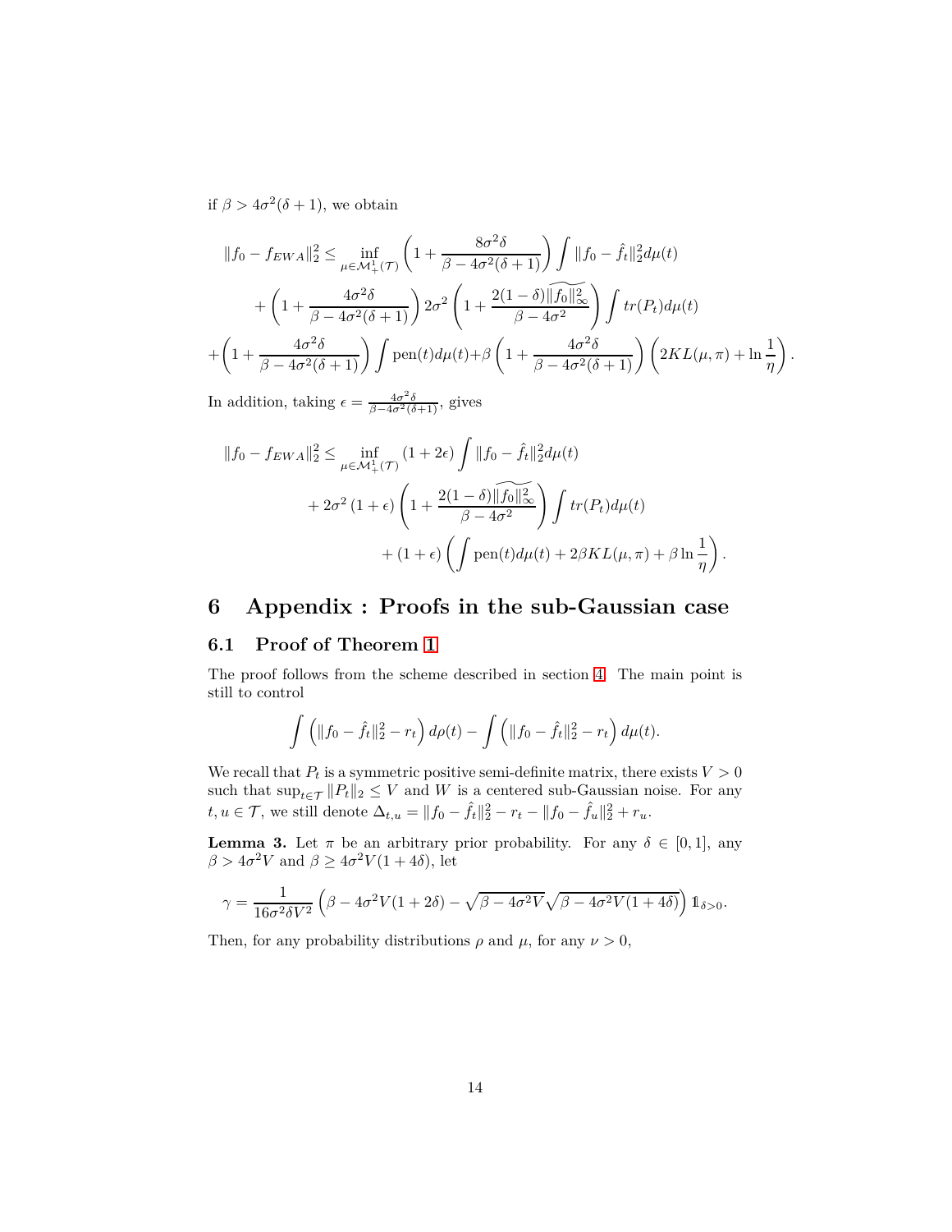if $\beta > 4\sigma^2(\delta+1)$, we obtain

$$
\begin{aligned}
\|f_0 - f_{EWA}\|_2^2 \leq & \inf_{\mu \in \mathcal{M}_+^1(\mathcal{T})} \left(1 + \frac{8\sigma^2\delta}{\beta - 4\sigma^2(\delta+1)}\right) \int \|f_0 - \hat{f}_t\|_2^2 d\mu(t) \\
& + \left(1 + \frac{4\sigma^2\delta}{\beta - 4\sigma^2(\delta+1)}\right) 2\sigma^2 \left(1 + \frac{2(1-\delta)\widetilde{\|f_0\|_\infty^2}}{\beta - 4\sigma^2}\right) \int tr(P_t) d\mu(t) \\
+ & \left(1 + \frac{4\sigma^2\delta}{\beta - 4\sigma^2(\delta+1)}\right) \int \mathrm{pen}(t) d\mu(t) + \beta \left(1 + \frac{4\sigma^2\delta}{\beta - 4\sigma^2(\delta+1)}\right) \left(2KL(\mu, \pi) + \ln \frac{1}{\eta}\right).
\end{aligned}
$$

In addition, taking $\epsilon = \frac{4\sigma^2\delta}{\beta - 4\sigma^2(\delta+1)}$, gives

$$
\begin{aligned}
\|f_0 - f_{EWA}\|_2^2 \leq & \inf_{\mu \in \mathcal{M}_+^1(\mathcal{T})} (1 + 2\epsilon) \int \|f_0 - \hat{f}_t\|_2^2 d\mu(t) \\
& + 2\sigma^2 (1 + \epsilon) \left(1 + \frac{2(1-\delta)\widetilde{\|f_0\|_\infty^2}}{\beta - 4\sigma^2}\right) \int tr(P_t) d\mu(t) \\
& + (1 + \epsilon) \left(\int \mathrm{pen}(t) d\mu(t) + 2\beta KL(\mu, \pi) + \beta \ln \frac{1}{\eta}\right).
\end{aligned}
$$

# 6 Appendix : Proofs in the sub-Gaussian case

## 6.1 Proof of Theorem 1

The proof follows from the scheme described in section 4. The main point is still to control

$$
\int \left(\|f_0 - \hat{f}_t\|_2^2 - r_t\right) d\rho(t) - \int \left(\|f_0 - \hat{f}_t\|_2^2 - r_t\right) d\mu(t).
$$

We recall that $P_t$ is a symmetric positive semi-definite matrix, there exists $V > 0$ such that $\sup_{t \in \mathcal{T}} \|P_t\|_2 \leq V$ and $W$ is a centered sub-Gaussian noise. For any $t, u \in \mathcal{T}$, we still denote $\Delta_{t,u} = \|f_0 - \hat{f}_t\|_2^2 - r_t - \|f_0 - \hat{f}_u\|_2^2 + r_u$.

**Lemma 3.** Let $\pi$ be an arbitrary prior probability. For any $\delta \in [0, 1]$, any $\beta > 4\sigma^2 V$ and $\beta \geq 4\sigma^2 V(1 + 4\delta)$, let

$$
\gamma = \frac{1}{16\sigma^2\delta V^2}\left(\beta - 4\sigma^2 V(1+2\delta) - \sqrt{\beta - 4\sigma^2 V}\sqrt{\beta - 4\sigma^2 V(1+4\delta)}\right)\mathbb{1}_{\delta>0}.
$$

Then, for any probability distributions $\rho$ and $\mu$, for any $\nu > 0$,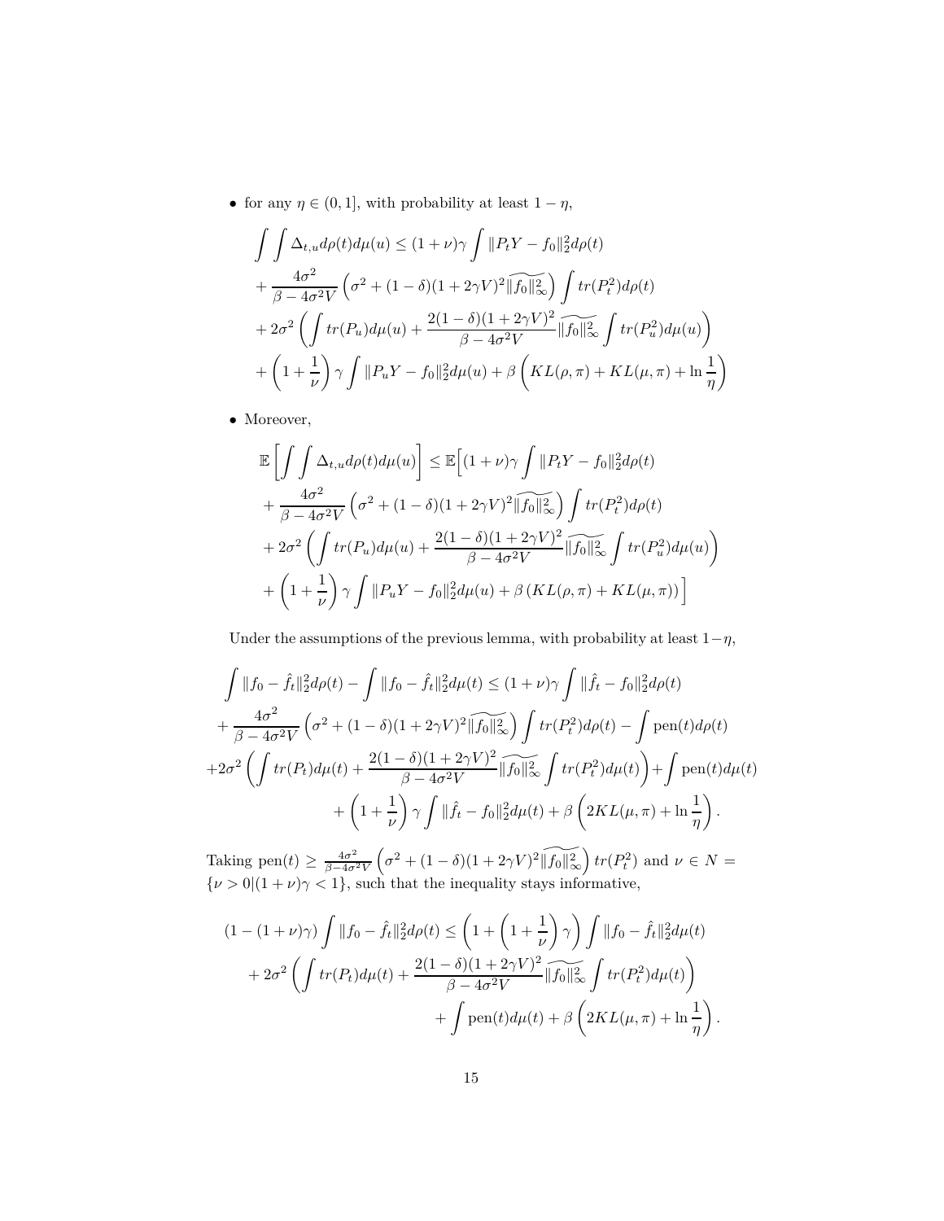- for any $\eta \in (0, 1]$, with probability at least $1 - \eta$,

$$
\begin{aligned}
&\int\int \Delta_{t,u} d\rho(t) d\mu(u) \le (1+\nu)\gamma \int \|P_t Y - f_0\|_2^2 d\rho(t) \\
&+ \frac{4\sigma^2}{\beta - 4\sigma^2 V}\left(\sigma^2 + (1-\delta)(1+2\gamma V)^2 \widetilde{\|f_0\|_\infty^2}\right) \int tr(P_t^2) d\rho(t) \\
&+ 2\sigma^2 \left( \int tr(P_u) d\mu(u) + \frac{2(1-\delta)(1+2\gamma V)^2}{\beta - 4\sigma^2 V} \widetilde{\|f_0\|_\infty^2} \int tr(P_u^2) d\mu(u) \right) \\
&+ \left(1 + \frac{1}{\nu}\right)\gamma \int \|P_u Y - f_0\|_2^2 d\mu(u) + \beta \left( KL(\rho, \pi) + KL(\mu, \pi) + \ln \frac{1}{\eta} \right)
\end{aligned}
$$

- Moreover,

$$
\begin{aligned}
&\mathbb{E}\left[ \int\int \Delta_{t,u} d\rho(t) d\mu(u) \right] \le \mathbb{E}\Big[ (1+\nu)\gamma \int \|P_t Y - f_0\|_2^2 d\rho(t) \\
&+ \frac{4\sigma^2}{\beta - 4\sigma^2 V}\left(\sigma^2 + (1-\delta)(1+2\gamma V)^2 \widetilde{\|f_0\|_\infty^2}\right) \int tr(P_t^2) d\rho(t) \\
&+ 2\sigma^2 \left( \int tr(P_u) d\mu(u) + \frac{2(1-\delta)(1+2\gamma V)^2}{\beta - 4\sigma^2 V} \widetilde{\|f_0\|_\infty^2} \int tr(P_u^2) d\mu(u) \right) \\
&+ \left(1 + \frac{1}{\nu}\right)\gamma \int \|P_u Y - f_0\|_2^2 d\mu(u) + \beta \left( KL(\rho, \pi) + KL(\mu, \pi) \right) \Big]
\end{aligned}
$$

Under the assumptions of the previous lemma, with probability at least $1-\eta$,

$$
\begin{aligned}
&\int \|f_0 - \hat{f}_t\|_2^2 d\rho(t) - \int \|f_0 - \hat{f}_t\|_2^2 d\mu(t) \le (1+\nu)\gamma \int \|\hat{f}_t - f_0\|_2^2 d\rho(t) \\
&+ \frac{4\sigma^2}{\beta - 4\sigma^2 V}\left(\sigma^2 + (1-\delta)(1+2\gamma V)^2 \widetilde{\|f_0\|_\infty^2}\right) \int tr(P_t^2) d\rho(t) - \int \mathrm{pen}(t) d\rho(t) \\
&+ 2\sigma^2 \left( \int tr(P_t) d\mu(t) + \frac{2(1-\delta)(1+2\gamma V)^2}{\beta - 4\sigma^2 V} \widetilde{\|f_0\|_\infty^2} \int tr(P_t^2) d\mu(t) \right) + \int \mathrm{pen}(t) d\mu(t) \\
&+ \left(1 + \frac{1}{\nu}\right)\gamma \int \|\hat{f}_t - f_0\|_2^2 d\mu(t) + \beta \left( 2KL(\mu, \pi) + \ln \frac{1}{\eta} \right).
\end{aligned}
$$

Taking $\mathrm{pen}(t) \ge \frac{4\sigma^2}{\beta - 4\sigma^2 V}\left(\sigma^2 + (1-\delta)(1+2\gamma V)^2 \widetilde{\|f_0\|_\infty^2}\right) tr(P_t^2)$ and $\nu \in N = \{\nu > 0 | (1+\nu)\gamma < 1\}$, such that the inequality stays informative,

$$
\begin{aligned}
&(1 - (1+\nu)\gamma) \int \|f_0 - \hat{f}_t\|_2^2 d\rho(t) \le \left(1 + \left(1 + \frac{1}{\nu}\right)\gamma\right) \int \|f_0 - \hat{f}_t\|_2^2 d\mu(t) \\
&+ 2\sigma^2 \left( \int tr(P_t) d\mu(t) + \frac{2(1-\delta)(1+2\gamma V)^2}{\beta - 4\sigma^2 V} \widetilde{\|f_0\|_\infty^2} \int tr(P_t^2) d\mu(t) \right) \\
&+ \int \mathrm{pen}(t) d\mu(t) + \beta \left( 2KL(\mu, \pi) + \ln \frac{1}{\eta} \right).
\end{aligned}
$$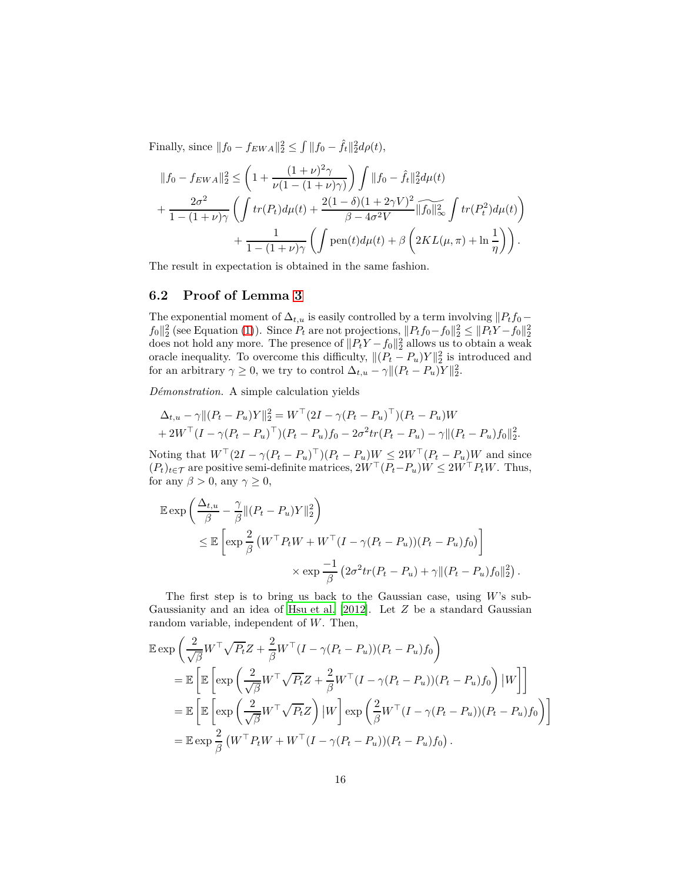Finally, since $\|f_0 - f_{EWA}\|_2^2 \leq \int \|f_0 - \hat{f}_t\|_2^2 d\rho(t)$,

$$
\begin{aligned}
&\|f_0 - f_{EWA}\|_2^2 \leq \left(1 + \frac{(1+\nu)^2\gamma}{\nu(1-(1+\nu)\gamma)}\right) \int \|f_0 - \hat{f}_t\|_2^2 d\mu(t) \\
&+ \frac{2\sigma^2}{1-(1+\nu)\gamma}\left(\int tr(P_t)d\mu(t) + \frac{2(1-\delta)(1+2\gamma V)^2}{\beta - 4\sigma^2 V}\widetilde{\|f_0\|_\infty^2}\int tr(P_t^2)d\mu(t)\right) \\
&\qquad + \frac{1}{1-(1+\nu)\gamma}\left(\int \text{pen}(t)d\mu(t) + \beta\left(2KL(\mu,\pi) + \ln\frac{1}{\eta}\right)\right).
\end{aligned}
$$

The result in expectation is obtained in the same fashion.

## 6.2 Proof of Lemma 3

The exponential moment of $\Delta_{t,u}$ is easily controlled by a term involving $\|P_t f_0 - f_0\|_2^2$ (see Equation (1)). Since $P_t$ are not projections, $\|P_t f_0 - f_0\|_2^2 \leq \|P_t Y - f_0\|_2^2$ does not hold any more. The presence of $\|P_t Y - f_0\|_2^2$ allows us to obtain a weak oracle inequality. To overcome this difficulty, $\|(P_t - P_u)Y\|_2^2$ is introduced and for an arbitrary $\gamma \geq 0$, we try to control $\Delta_{t,u} - \gamma\|(P_t - P_u)Y\|_2^2$.

*Démonstration.* A simple calculation yields

$$
\begin{aligned}
&\Delta_{t,u} - \gamma\|(P_t - P_u)Y\|_2^2 = W^\top(2I - \gamma(P_t - P_u)^\top)(P_t - P_u)W \\
&+ 2W^\top(I - \gamma(P_t - P_u)^\top)(P_t - P_u)f_0 - 2\sigma^2 tr(P_t - P_u) - \gamma\|(P_t - P_u)f_0\|_2^2.
\end{aligned}
$$

Noting that $W^\top(2I - \gamma(P_t - P_u)^\top)(P_t - P_u)W \leq 2W^\top(P_t - P_u)W$ and since $(P_t)_{t\in\mathcal{T}}$ are positive semi-definite matrices, $2W^\top(P_t - P_u)W \leq 2W^\top P_t W$. Thus, for any $\beta > 0$, any $\gamma \geq 0$,

$$
\begin{aligned}
&\mathbb{E}\exp\left(\frac{\Delta_{t,u}}{\beta} - \frac{\gamma}{\beta}\|(P_t - P_u)Y\|_2^2\right) \\
&\qquad \leq \mathbb{E}\left[\exp\frac{2}{\beta}\left(W^\top P_t W + W^\top(I - \gamma(P_t - P_u))(P_t - P_u)f_0\right)\right] \\
&\qquad\qquad \times \exp\frac{-1}{\beta}\left(2\sigma^2 tr(P_t - P_u) + \gamma\|(P_t - P_u)f_0\|_2^2\right).
\end{aligned}
$$

The first step is to bring us back to the Gaussian case, using $W$'s sub-Gaussianity and an idea of Hsu et al. [2012]. Let $Z$ be a standard Gaussian random variable, independent of $W$. Then,

$$
\begin{aligned}
&\mathbb{E}\exp\left(\frac{2}{\sqrt{\beta}}W^\top\sqrt{P_t}Z + \frac{2}{\beta}W^\top(I - \gamma(P_t - P_u))(P_t - P_u)f_0\right) \\
&\quad = \mathbb{E}\left[\mathbb{E}\left[\exp\left(\frac{2}{\sqrt{\beta}}W^\top\sqrt{P_t}Z + \frac{2}{\beta}W^\top(I - \gamma(P_t - P_u))(P_t - P_u)f_0\right)|W\right]\right] \\
&\quad = \mathbb{E}\left[\mathbb{E}\left[\exp\left(\frac{2}{\sqrt{\beta}}W^\top\sqrt{P_t}Z\right)|W\right]\exp\left(\frac{2}{\beta}W^\top(I - \gamma(P_t - P_u))(P_t - P_u)f_0\right)\right] \\
&\quad = \mathbb{E}\exp\frac{2}{\beta}\left(W^\top P_t W + W^\top(I - \gamma(P_t - P_u))(P_t - P_u)f_0\right).
\end{aligned}
$$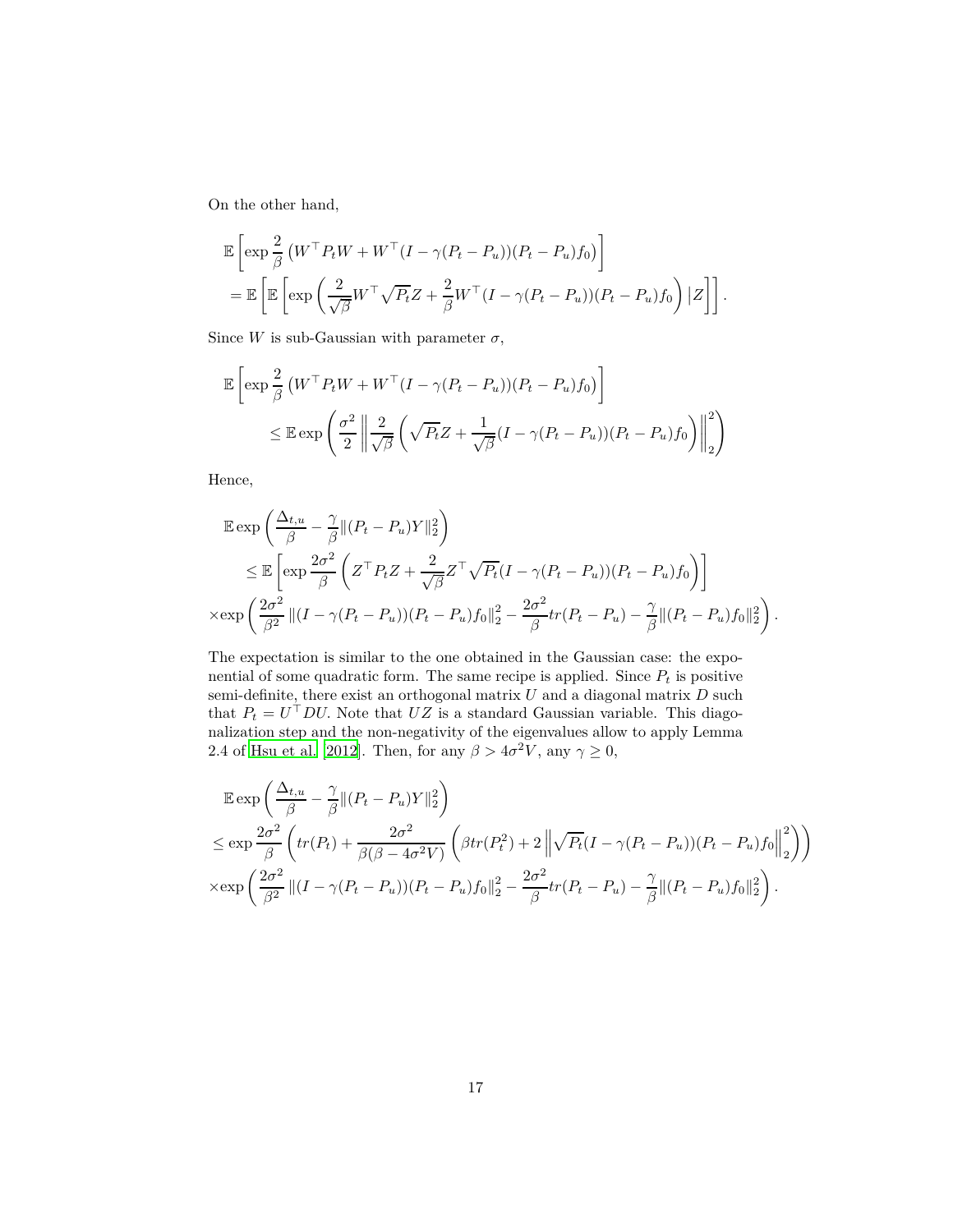On the other hand,

$$
\begin{aligned}
&\mathbb{E}\left[\exp \frac{2}{\beta}\left(W^\top P_t W + W^\top (I-\gamma(P_t-P_u))(P_t-P_u)f_0\right)\right] \\
&= \mathbb{E}\left[\mathbb{E}\left[\exp\left(\frac{2}{\sqrt{\beta}} W^\top \sqrt{P_t} Z + \frac{2}{\beta} W^\top (I-\gamma(P_t-P_u))(P_t-P_u)f_0\right)|Z\right]\right].
\end{aligned}
$$

Since $W$ is sub-Gaussian with parameter $\sigma$,

$$
\begin{aligned}
&\mathbb{E}\left[\exp \frac{2}{\beta}\left(W^\top P_t W + W^\top (I-\gamma(P_t-P_u))(P_t-P_u)f_0\right)\right] \\
&\qquad \leq \mathbb{E}\exp\left(\frac{\sigma^2}{2}\left\|\frac{2}{\sqrt{\beta}}\left(\sqrt{P_t}Z + \frac{1}{\sqrt{\beta}}(I-\gamma(P_t-P_u))(P_t-P_u)f_0\right)\right\|_2^2\right)
\end{aligned}
$$

Hence,

$$
\begin{aligned}
&\mathbb{E}\exp\left(\frac{\Delta_{t,u}}{\beta} - \frac{\gamma}{\beta}\|(P_t-P_u)Y\|_2^2\right) \\
&\qquad \leq \mathbb{E}\left[\exp\frac{2\sigma^2}{\beta}\left(Z^\top P_t Z + \frac{2}{\sqrt{\beta}} Z^\top \sqrt{P_t}(I-\gamma(P_t-P_u))(P_t-P_u)f_0\right)\right] \\
&\times \exp\left(\frac{2\sigma^2}{\beta^2}\|(I-\gamma(P_t-P_u))(P_t-P_u)f_0\|_2^2 - \frac{2\sigma^2}{\beta} tr(P_t-P_u) - \frac{\gamma}{\beta}\|(P_t-P_u)f_0\|_2^2\right).
\end{aligned}
$$

The expectation is similar to the one obtained in the Gaussian case: the exponential of some quadratic form. The same recipe is applied. Since $P_t$ is positive semi-definite, there exist an orthogonal matrix $U$ and a diagonal matrix $D$ such that $P_t = U^\top D U$. Note that $UZ$ is a standard Gaussian variable. This diagonalization step and the non-negativity of the eigenvalues allow to apply Lemma 2.4 of Hsu et al. [2012]. Then, for any $\beta > 4\sigma^2 V$, any $\gamma \geq 0$,

$$
\begin{aligned}
&\mathbb{E}\exp\left(\frac{\Delta_{t,u}}{\beta} - \frac{\gamma}{\beta}\|(P_t-P_u)Y\|_2^2\right) \\
&\leq \exp\frac{2\sigma^2}{\beta}\left(tr(P_t) + \frac{2\sigma^2}{\beta(\beta-4\sigma^2 V)}\left(\beta tr(P_t^2) + 2\left\|\sqrt{P_t}(I-\gamma(P_t-P_u))(P_t-P_u)f_0\right\|_2^2\right)\right) \\
&\times \exp\left(\frac{2\sigma^2}{\beta^2}\|(I-\gamma(P_t-P_u))(P_t-P_u)f_0\|_2^2 - \frac{2\sigma^2}{\beta} tr(P_t-P_u) - \frac{\gamma}{\beta}\|(P_t-P_u)f_0\|_2^2\right).
\end{aligned}
$$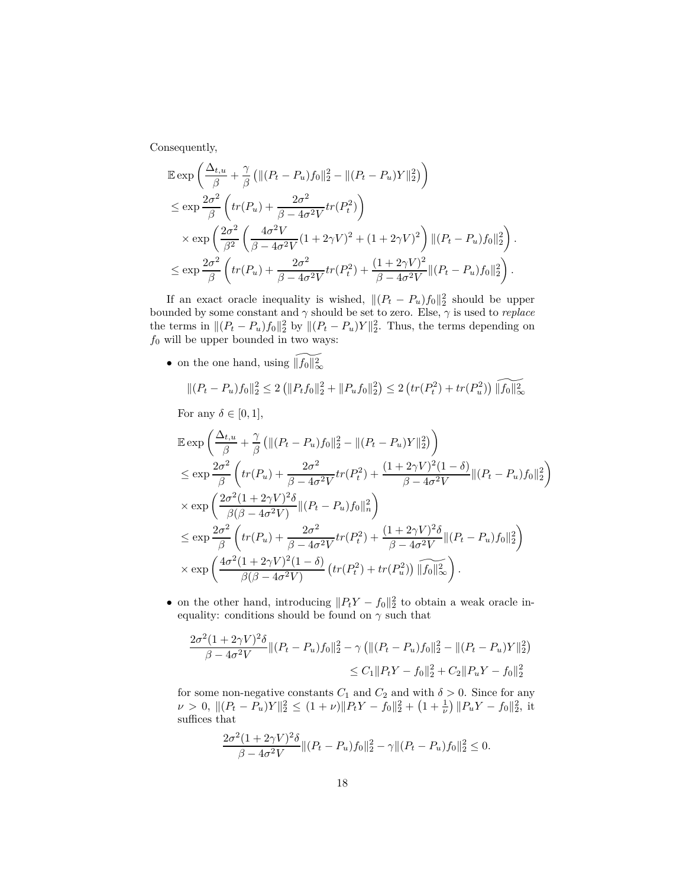Consequently,

$$
\begin{aligned}
&\mathbb{E}\exp\left(\frac{\Delta_{t,u}}{\beta} + \frac{\gamma}{\beta}\left(\|(P_t - P_u)f_0\|_2^2 - \|(P_t - P_u)Y\|_2^2\right)\right) \\
&\leq \exp\frac{2\sigma^2}{\beta}\left(tr(P_u) + \frac{2\sigma^2}{\beta - 4\sigma^2 V}tr(P_t^2)\right) \\
&\quad\times \exp\left(\frac{2\sigma^2}{\beta^2}\left(\frac{4\sigma^2 V}{\beta - 4\sigma^2 V}(1+2\gamma V)^2 + (1+2\gamma V)^2\right)\|(P_t - P_u)f_0\|_2^2\right). \\
&\leq \exp\frac{2\sigma^2}{\beta}\left(tr(P_u) + \frac{2\sigma^2}{\beta - 4\sigma^2 V}tr(P_t^2) + \frac{(1+2\gamma V)^2}{\beta - 4\sigma^2 V}\|(P_t - P_u)f_0\|_2^2\right).
\end{aligned}
$$

If an exact oracle inequality is wished, $\|(P_t - P_u)f_0\|_2^2$ should be upper bounded by some constant and $\gamma$ should be set to zero. Else, $\gamma$ is used to *replace* the terms in $\|(P_t - P_u)f_0\|_2^2$ by $\|(P_t - P_u)Y\|_2^2$. Thus, the terms depending on $f_0$ will be upper bounded in two ways:

- on the one hand, using $\widetilde{\|f_0\|_\infty^2}$

  $$\|(P_t - P_u)f_0\|_2^2 \leq 2\left(\|P_t f_0\|_2^2 + \|P_u f_0\|_2^2\right) \leq 2\left(tr(P_t^2) + tr(P_u^2)\right)\widetilde{\|f_0\|_\infty^2}$$

  For any $\delta \in [0,1]$,

  $$
  \begin{aligned}
  &\mathbb{E}\exp\left(\frac{\Delta_{t,u}}{\beta} + \frac{\gamma}{\beta}\left(\|(P_t - P_u)f_0\|_2^2 - \|(P_t - P_u)Y\|_2^2\right)\right) \\
  &\leq \exp\frac{2\sigma^2}{\beta}\left(tr(P_u) + \frac{2\sigma^2}{\beta - 4\sigma^2 V}tr(P_t^2) + \frac{(1+2\gamma V)^2(1-\delta)}{\beta - 4\sigma^2 V}\|(P_t - P_u)f_0\|_2^2\right) \\
  &\times \exp\left(\frac{2\sigma^2(1+2\gamma V)^2\delta}{\beta(\beta - 4\sigma^2 V)}\|(P_t - P_u)f_0\|_n^2\right) \\
  &\leq \exp\frac{2\sigma^2}{\beta}\left(tr(P_u) + \frac{2\sigma^2}{\beta - 4\sigma^2 V}tr(P_t^2) + \frac{(1+2\gamma V)^2\delta}{\beta - 4\sigma^2 V}\|(P_t - P_u)f_0\|_2^2\right) \\
  &\times \exp\left(\frac{4\sigma^2(1+2\gamma V)^2(1-\delta)}{\beta(\beta - 4\sigma^2 V)}\left(tr(P_t^2) + tr(P_u^2)\right)\widetilde{\|f_0\|_\infty^2}\right).
  \end{aligned}
  $$

- on the other hand, introducing $\|P_t Y - f_0\|_2^2$ to obtain a weak oracle inequality: conditions should be found on $\gamma$ such that

  $$
  \begin{aligned}
  \frac{2\sigma^2(1+2\gamma V)^2\delta}{\beta - 4\sigma^2 V}\|(P_t - P_u)f_0\|_2^2 - \gamma\left(\|(P_t - P_u)f_0\|_2^2 - \|(P_t - P_u)Y\|_2^2\right) \\
  \leq C_1\|P_t Y - f_0\|_2^2 + C_2\|P_u Y - f_0\|_2^2
  \end{aligned}
  $$

  for some non-negative constants $C_1$ and $C_2$ and with $\delta > 0$. Since for any $\nu > 0$, $\|(P_t - P_u)Y\|_2^2 \leq (1+\nu)\|P_t Y - f_0\|_2^2 + \left(1 + \frac{1}{\nu}\right)\|P_u Y - f_0\|_2^2$, it suffices that

  $$\frac{2\sigma^2(1+2\gamma V)^2\delta}{\beta - 4\sigma^2 V}\|(P_t - P_u)f_0\|_2^2 - \gamma\|(P_t - P_u)f_0\|_2^2 \leq 0.$$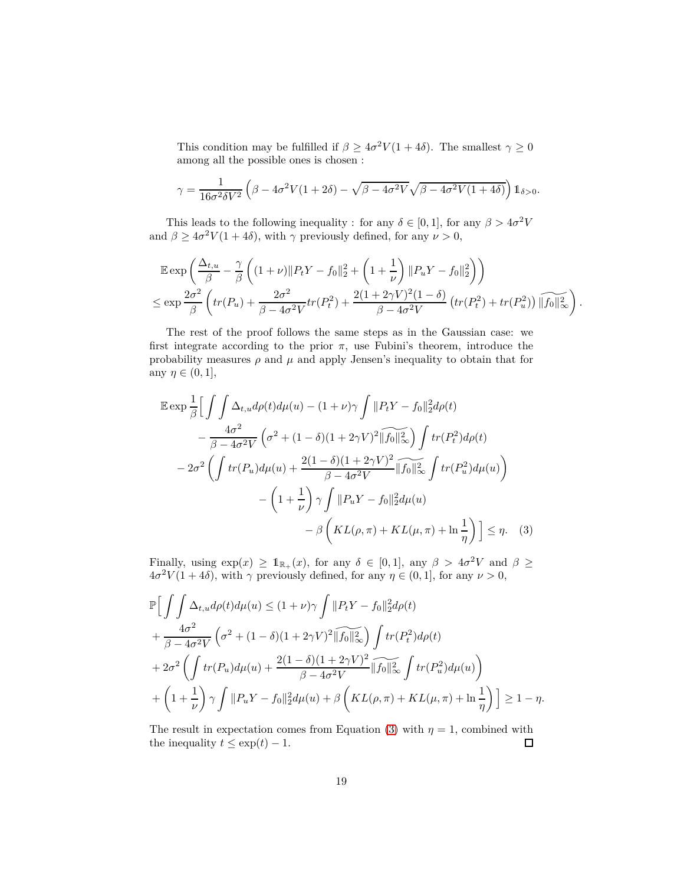This condition may be fulfilled if $\beta \geq 4\sigma^2 V(1+4\delta)$. The smallest $\gamma \geq 0$ among all the possible ones is chosen :

$$\gamma = \frac{1}{16\sigma^2 \delta V^2}\left(\beta - 4\sigma^2 V(1+2\delta) - \sqrt{\beta - 4\sigma^2 V}\sqrt{\beta - 4\sigma^2 V(1+4\delta)}\right)\mathbb{1}_{\delta>0}.$$

This leads to the following inequality : for any $\delta \in [0,1]$, for any $\beta > 4\sigma^2 V$ and $\beta \geq 4\sigma^2 V(1+4\delta)$, with $\gamma$ previously defined, for any $\nu > 0$,

$$\begin{aligned}
&\mathbb{E}\exp\left(\frac{\Delta_{t,u}}{\beta} - \frac{\gamma}{\beta}\left((1+\nu)\|P_tY - f_0\|_2^2 + \left(1+\frac{1}{\nu}\right)\|P_uY - f_0\|_2^2\right)\right) \\
&\leq \exp\frac{2\sigma^2}{\beta}\left(tr(P_u) + \frac{2\sigma^2}{\beta - 4\sigma^2 V}tr(P_t^2) + \frac{2(1+2\gamma V)^2(1-\delta)}{\beta - 4\sigma^2 V}\left(tr(P_t^2) + tr(P_u^2)\right)\widetilde{\|f_0\|_\infty^2}\right).
\end{aligned}$$

The rest of the proof follows the same steps as in the Gaussian case: we first integrate according to the prior $\pi$, use Fubini's theorem, introduce the probability measures $\rho$ and $\mu$ and apply Jensen's inequality to obtain that for any $\eta \in (0,1]$,

$$\begin{aligned}
\mathbb{E}\exp\frac{1}{\beta}\Big[&\int\int \Delta_{t,u}d\rho(t)d\mu(u) - (1+\nu)\gamma\int\|P_tY - f_0\|_2^2 d\rho(t) \\
&- \frac{4\sigma^2}{\beta - 4\sigma^2 V}\left(\sigma^2 + (1-\delta)(1+2\gamma V)^2\widetilde{\|f_0\|_\infty^2}\right)\int tr(P_t^2)d\rho(t) \\
&- 2\sigma^2\left(\int tr(P_u)d\mu(u) + \frac{2(1-\delta)(1+2\gamma V)^2}{\beta - 4\sigma^2 V}\widetilde{\|f_0\|_\infty^2}\int tr(P_u^2)d\mu(u)\right) \\
&- \left(1+\frac{1}{\nu}\right)\gamma\int\|P_uY - f_0\|_2^2 d\mu(u) \\
&- \beta\left(KL(\rho,\pi) + KL(\mu,\pi) + \ln\frac{1}{\eta}\right)\Big] \leq \eta. \quad (3)
\end{aligned}$$

Finally, using $\exp(x) \geq \mathbb{1}_{\mathbb{R}_+}(x)$, for any $\delta \in [0,1]$, any $\beta > 4\sigma^2 V$ and $\beta \geq 4\sigma^2 V(1+4\delta)$, with $\gamma$ previously defined, for any $\eta \in (0,1]$, for any $\nu > 0$,

$$\begin{aligned}
\mathbb{P}\Big[&\int\int \Delta_{t,u}d\rho(t)d\mu(u) \leq (1+\nu)\gamma\int\|P_tY - f_0\|_2^2 d\rho(t) \\
&+ \frac{4\sigma^2}{\beta - 4\sigma^2 V}\left(\sigma^2 + (1-\delta)(1+2\gamma V)^2\widetilde{\|f_0\|_\infty^2}\right)\int tr(P_t^2)d\rho(t) \\
&+ 2\sigma^2\left(\int tr(P_u)d\mu(u) + \frac{2(1-\delta)(1+2\gamma V)^2}{\beta - 4\sigma^2 V}\widetilde{\|f_0\|_\infty^2}\int tr(P_u^2)d\mu(u)\right) \\
&+ \left(1+\frac{1}{\nu}\right)\gamma\int\|P_uY - f_0\|_2^2 d\mu(u) + \beta\left(KL(\rho,\pi) + KL(\mu,\pi) + \ln\frac{1}{\eta}\right)\Big] \geq 1-\eta.
\end{aligned}$$

The result in expectation comes from Equation (3) with $\eta = 1$, combined with the inequality $t \leq \exp(t) - 1$. □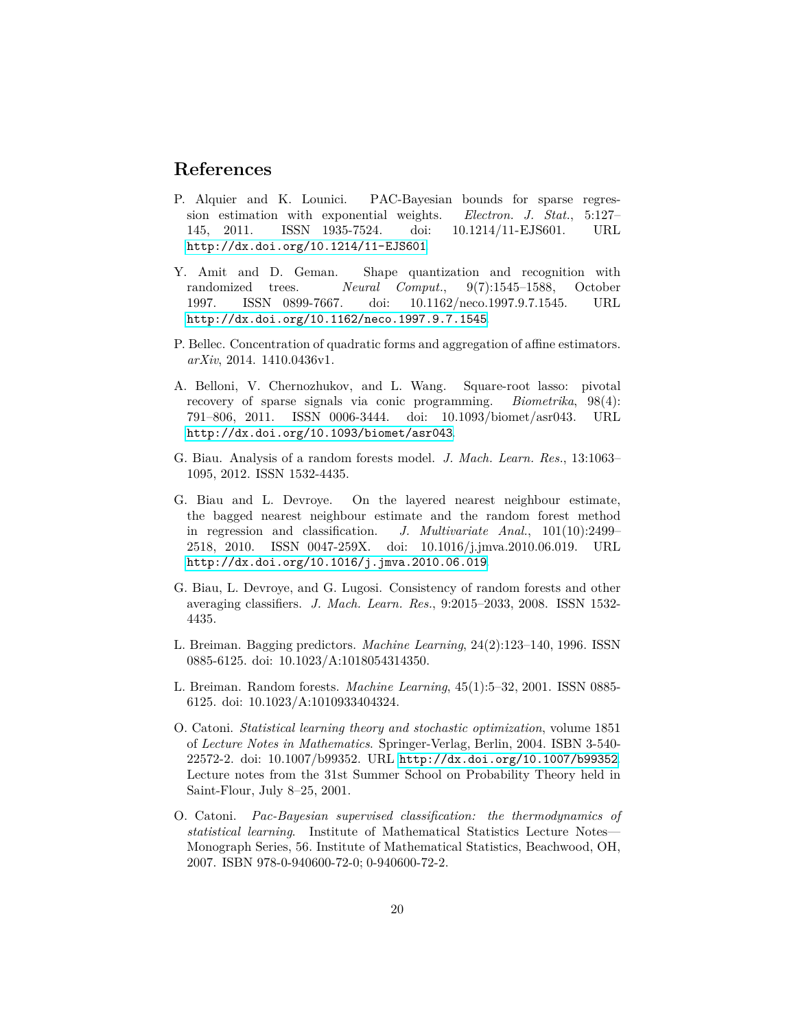## References

P. Alquier and K. Lounici. PAC-Bayesian bounds for sparse regression estimation with exponential weights. *Electron. J. Stat.*, 5:127–145, 2011. ISSN 1935-7524. doi: 10.1214/11-EJS601. URL http://dx.doi.org/10.1214/11-EJS601.

Y. Amit and D. Geman. Shape quantization and recognition with randomized trees. *Neural Comput.*, 9(7):1545–1588, October 1997. ISSN 0899-7667. doi: 10.1162/neco.1997.9.7.1545. URL http://dx.doi.org/10.1162/neco.1997.9.7.1545.

P. Bellec. Concentration of quadratic forms and aggregation of affine estimators. *arXiv*, 2014. 1410.0436v1.

A. Belloni, V. Chernozhukov, and L. Wang. Square-root lasso: pivotal recovery of sparse signals via conic programming. *Biometrika*, 98(4): 791–806, 2011. ISSN 0006-3444. doi: 10.1093/biomet/asr043. URL http://dx.doi.org/10.1093/biomet/asr043.

G. Biau. Analysis of a random forests model. *J. Mach. Learn. Res.*, 13:1063–1095, 2012. ISSN 1532-4435.

G. Biau and L. Devroye. On the layered nearest neighbour estimate, the bagged nearest neighbour estimate and the random forest method in regression and classification. *J. Multivariate Anal.*, 101(10):2499–2518, 2010. ISSN 0047-259X. doi: 10.1016/j.jmva.2010.06.019. URL http://dx.doi.org/10.1016/j.jmva.2010.06.019.

G. Biau, L. Devroye, and G. Lugosi. Consistency of random forests and other averaging classifiers. *J. Mach. Learn. Res.*, 9:2015–2033, 2008. ISSN 1532-4435.

L. Breiman. Bagging predictors. *Machine Learning*, 24(2):123–140, 1996. ISSN 0885-6125. doi: 10.1023/A:1018054314350.

L. Breiman. Random forests. *Machine Learning*, 45(1):5–32, 2001. ISSN 0885-6125. doi: 10.1023/A:1010933404324.

O. Catoni. *Statistical learning theory and stochastic optimization*, volume 1851 of *Lecture Notes in Mathematics*. Springer-Verlag, Berlin, 2004. ISBN 3-540-22572-2. doi: 10.1007/b99352. URL http://dx.doi.org/10.1007/b99352. Lecture notes from the 31st Summer School on Probability Theory held in Saint-Flour, July 8–25, 2001.

O. Catoni. *Pac-Bayesian supervised classification: the thermodynamics of statistical learning*. Institute of Mathematical Statistics Lecture Notes—Monograph Series, 56. Institute of Mathematical Statistics, Beachwood, OH, 2007. ISBN 978-0-940600-72-0; 0-940600-72-2.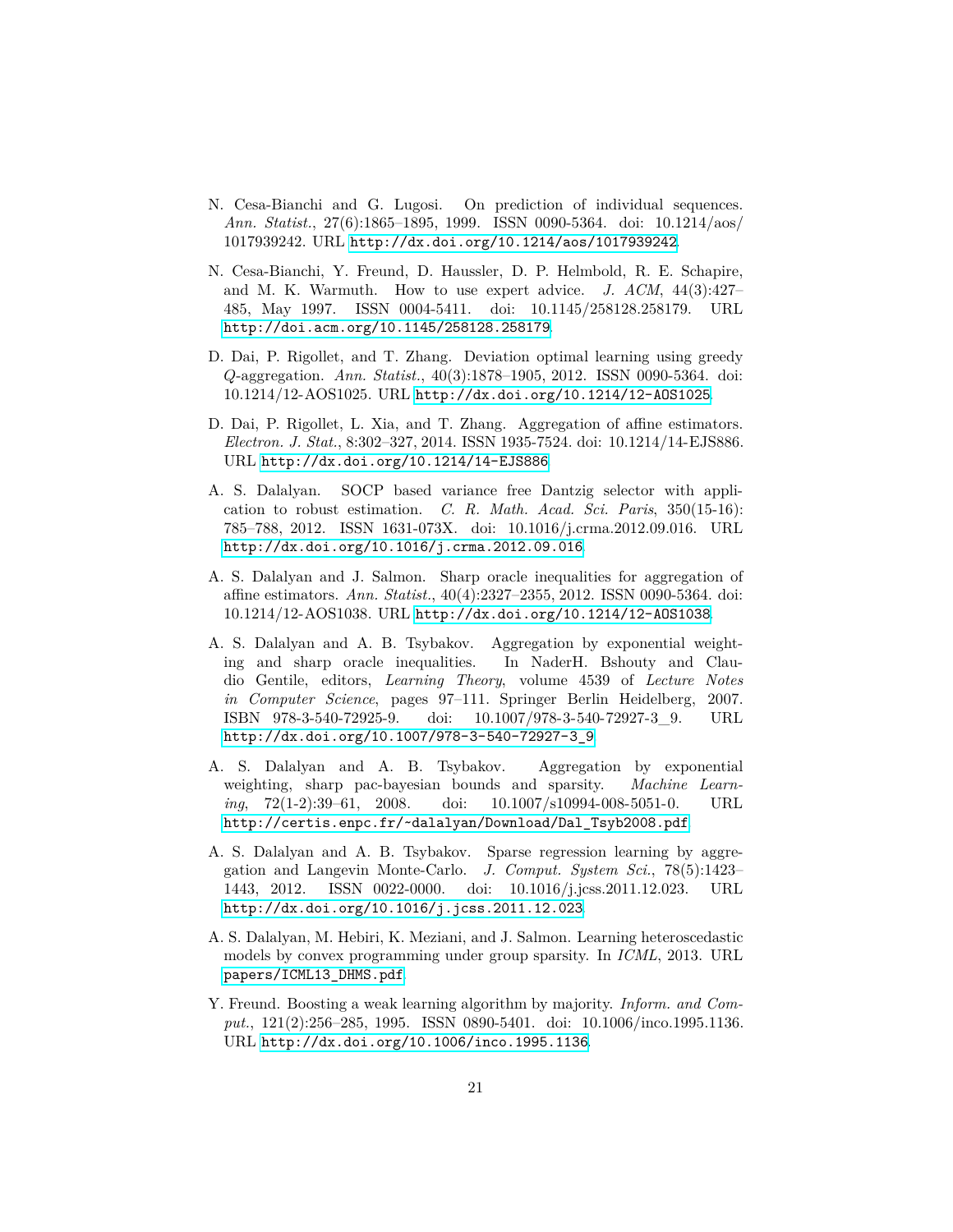N. Cesa-Bianchi and G. Lugosi. On prediction of individual sequences. *Ann. Statist.*, 27(6):1865–1895, 1999. ISSN 0090-5364. doi: 10.1214/aos/1017939242. URL http://dx.doi.org/10.1214/aos/1017939242.

N. Cesa-Bianchi, Y. Freund, D. Haussler, D. P. Helmbold, R. E. Schapire, and M. K. Warmuth. How to use expert advice. *J. ACM*, 44(3):427–485, May 1997. ISSN 0004-5411. doi: 10.1145/258128.258179. URL http://doi.acm.org/10.1145/258128.258179.

D. Dai, P. Rigollet, and T. Zhang. Deviation optimal learning using greedy $Q$-aggregation. *Ann. Statist.*, 40(3):1878–1905, 2012. ISSN 0090-5364. doi: 10.1214/12-AOS1025. URL http://dx.doi.org/10.1214/12-AOS1025.

D. Dai, P. Rigollet, L. Xia, and T. Zhang. Aggregation of affine estimators. *Electron. J. Stat.*, 8:302–327, 2014. ISSN 1935-7524. doi: 10.1214/14-EJS886. URL http://dx.doi.org/10.1214/14-EJS886.

A. S. Dalalyan. SOCP based variance free Dantzig selector with application to robust estimation. *C. R. Math. Acad. Sci. Paris*, 350(15-16): 785–788, 2012. ISSN 1631-073X. doi: 10.1016/j.crma.2012.09.016. URL http://dx.doi.org/10.1016/j.crma.2012.09.016.

A. S. Dalalyan and J. Salmon. Sharp oracle inequalities for aggregation of affine estimators. *Ann. Statist.*, 40(4):2327–2355, 2012. ISSN 0090-5364. doi: 10.1214/12-AOS1038. URL http://dx.doi.org/10.1214/12-AOS1038.

A. S. Dalalyan and A. B. Tsybakov. Aggregation by exponential weighting and sharp oracle inequalities. In NaderH. Bshouty and Claudio Gentile, editors, *Learning Theory*, volume 4539 of *Lecture Notes in Computer Science*, pages 97–111. Springer Berlin Heidelberg, 2007. ISBN 978-3-540-72925-9. doi: 10.1007/978-3-540-72927-3_9. URL http://dx.doi.org/10.1007/978-3-540-72927-3_9.

A. S. Dalalyan and A. B. Tsybakov. Aggregation by exponential weighting, sharp pac-bayesian bounds and sparsity. *Machine Learning*, 72(1-2):39–61, 2008. doi: 10.1007/s10994-008-5051-0. URL http://certis.enpc.fr/~dalalyan/Download/Dal_Tsyb2008.pdf.

A. S. Dalalyan and A. B. Tsybakov. Sparse regression learning by aggregation and Langevin Monte-Carlo. *J. Comput. System Sci.*, 78(5):1423–1443, 2012. ISSN 0022-0000. doi: 10.1016/j.jcss.2011.12.023. URL http://dx.doi.org/10.1016/j.jcss.2011.12.023.

A. S. Dalalyan, M. Hebiri, K. Meziani, and J. Salmon. Learning heteroscedastic models by convex programming under group sparsity. In *ICML*, 2013. URL papers/ICML13_DHMS.pdf.

Y. Freund. Boosting a weak learning algorithm by majority. *Inform. and Comput.*, 121(2):256–285, 1995. ISSN 0890-5401. doi: 10.1006/inco.1995.1136. URL http://dx.doi.org/10.1006/inco.1995.1136.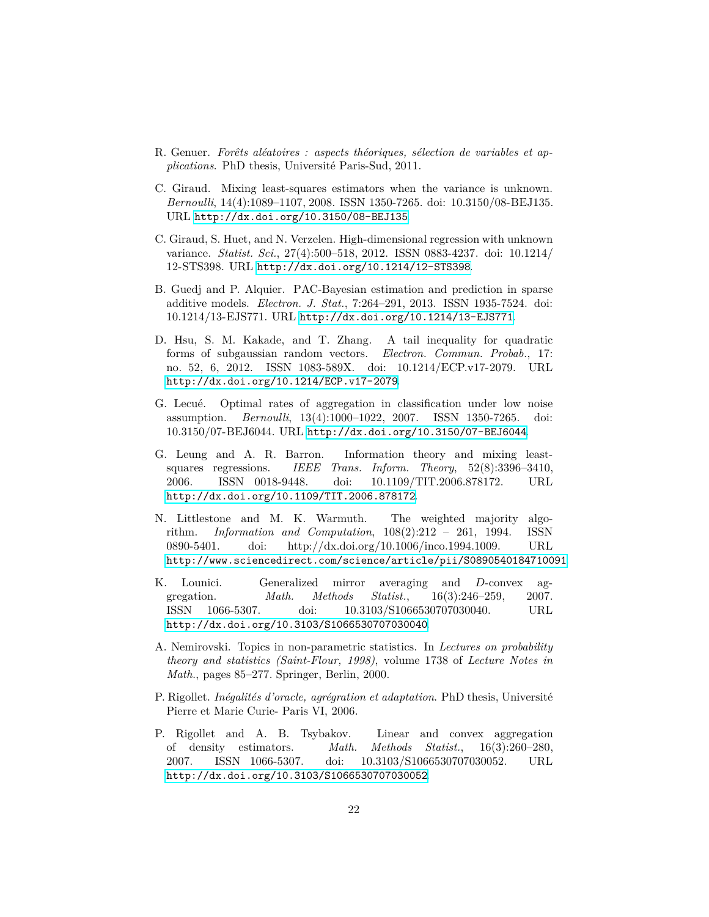R. Genuer. *Forêts aléatoires : aspects théoriques, sélection de variables et applications*. PhD thesis, Université Paris-Sud, 2011.

C. Giraud. Mixing least-squares estimators when the variance is unknown. *Bernoulli*, 14(4):1089–1107, 2008. ISSN 1350-7265. doi: 10.3150/08-BEJ135. URL http://dx.doi.org/10.3150/08-BEJ135.

C. Giraud, S. Huet, and N. Verzelen. High-dimensional regression with unknown variance. *Statist. Sci.*, 27(4):500–518, 2012. ISSN 0883-4237. doi: 10.1214/12-STS398. URL http://dx.doi.org/10.1214/12-STS398.

B. Guedj and P. Alquier. PAC-Bayesian estimation and prediction in sparse additive models. *Electron. J. Stat.*, 7:264–291, 2013. ISSN 1935-7524. doi: 10.1214/13-EJS771. URL http://dx.doi.org/10.1214/13-EJS771.

D. Hsu, S. M. Kakade, and T. Zhang. A tail inequality for quadratic forms of subgaussian random vectors. *Electron. Commun. Probab.*, 17: no. 52, 6, 2012. ISSN 1083-589X. doi: 10.1214/ECP.v17-2079. URL http://dx.doi.org/10.1214/ECP.v17-2079.

G. Lecué. Optimal rates of aggregation in classification under low noise assumption. *Bernoulli*, 13(4):1000–1022, 2007. ISSN 1350-7265. doi: 10.3150/07-BEJ6044. URL http://dx.doi.org/10.3150/07-BEJ6044.

G. Leung and A. R. Barron. Information theory and mixing least-squares regressions. *IEEE Trans. Inform. Theory*, 52(8):3396–3410, 2006. ISSN 0018-9448. doi: 10.1109/TIT.2006.878172. URL http://dx.doi.org/10.1109/TIT.2006.878172.

N. Littlestone and M. K. Warmuth. The weighted majority algorithm. *Information and Computation*, 108(2):212 – 261, 1994. ISSN 0890-5401. doi: http://dx.doi.org/10.1006/inco.1994.1009. URL http://www.sciencedirect.com/science/article/pii/S0890540184710091.

K. Lounici. Generalized mirror averaging and $D$-convex aggregation. *Math. Methods Statist.*, 16(3):246–259, 2007. ISSN 1066-5307. doi: 10.3103/S1066530707030040. URL http://dx.doi.org/10.3103/S1066530707030040.

A. Nemirovski. Topics in non-parametric statistics. In *Lectures on probability theory and statistics (Saint-Flour, 1998)*, volume 1738 of *Lecture Notes in Math.*, pages 85–277. Springer, Berlin, 2000.

P. Rigollet. *Inégalités d'oracle, agrégration et adaptation*. PhD thesis, Université Pierre et Marie Curie- Paris VI, 2006.

P. Rigollet and A. B. Tsybakov. Linear and convex aggregation of density estimators. *Math. Methods Statist.*, 16(3):260–280, 2007. ISSN 1066-5307. doi: 10.3103/S1066530707030052. URL http://dx.doi.org/10.3103/S1066530707030052.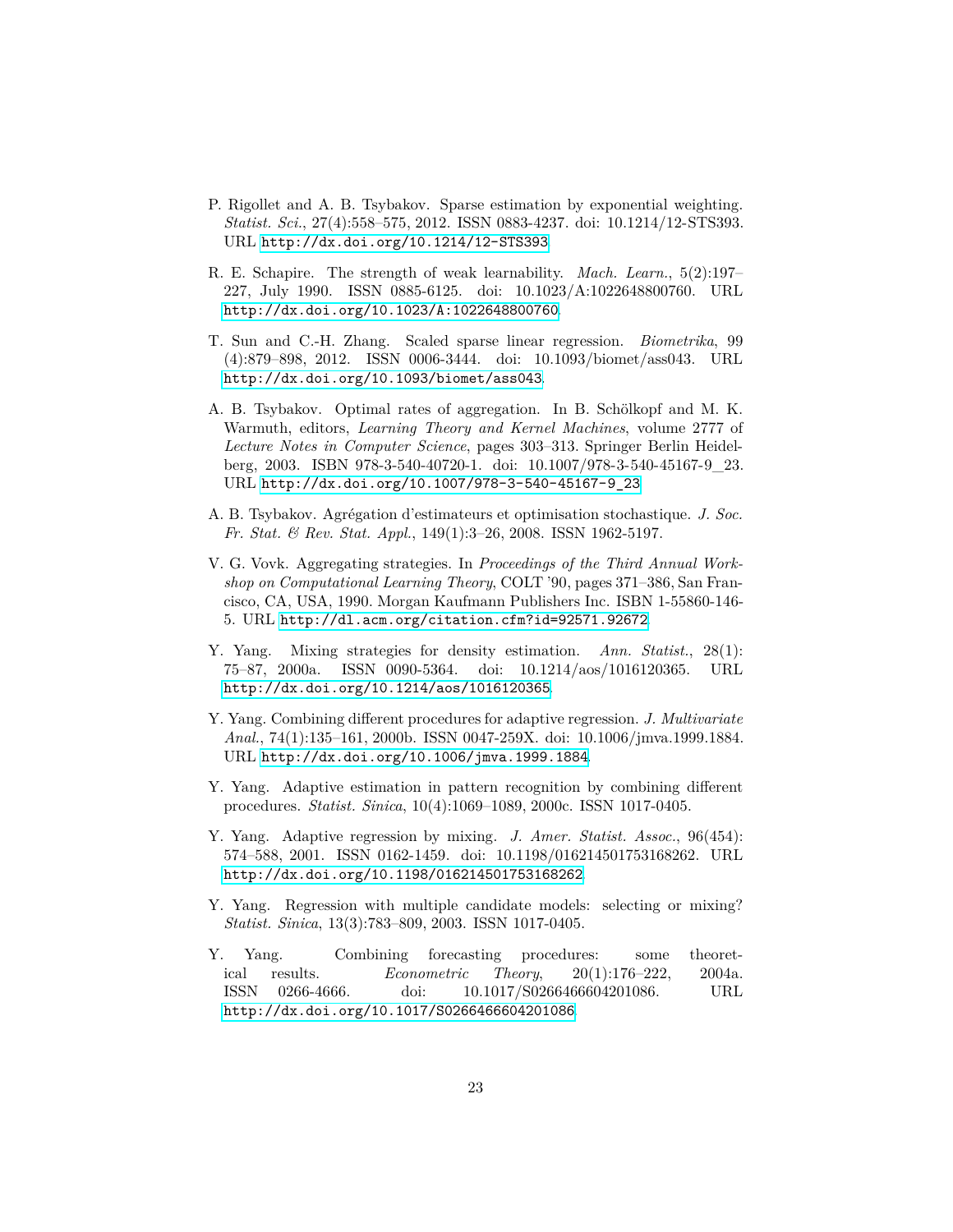P. Rigollet and A. B. Tsybakov. Sparse estimation by exponential weighting. *Statist. Sci.*, 27(4):558–575, 2012. ISSN 0883-4237. doi: 10.1214/12-STS393. URL http://dx.doi.org/10.1214/12-STS393.

R. E. Schapire. The strength of weak learnability. *Mach. Learn.*, 5(2):197–227, July 1990. ISSN 0885-6125. doi: 10.1023/A:1022648800760. URL http://dx.doi.org/10.1023/A:1022648800760.

T. Sun and C.-H. Zhang. Scaled sparse linear regression. *Biometrika*, 99 (4):879–898, 2012. ISSN 0006-3444. doi: 10.1093/biomet/ass043. URL http://dx.doi.org/10.1093/biomet/ass043.

A. B. Tsybakov. Optimal rates of aggregation. In B. Schölkopf and M. K. Warmuth, editors, *Learning Theory and Kernel Machines*, volume 2777 of *Lecture Notes in Computer Science*, pages 303–313. Springer Berlin Heidelberg, 2003. ISBN 978-3-540-40720-1. doi: 10.1007/978-3-540-45167-9_23. URL http://dx.doi.org/10.1007/978-3-540-45167-9_23.

A. B. Tsybakov. Agrégation d'estimateurs et optimisation stochastique. *J. Soc. Fr. Stat. & Rev. Stat. Appl.*, 149(1):3–26, 2008. ISSN 1962-5197.

V. G. Vovk. Aggregating strategies. In *Proceedings of the Third Annual Workshop on Computational Learning Theory*, COLT '90, pages 371–386, San Francisco, CA, USA, 1990. Morgan Kaufmann Publishers Inc. ISBN 1-55860-146-5. URL http://dl.acm.org/citation.cfm?id=92571.92672.

Y. Yang. Mixing strategies for density estimation. *Ann. Statist.*, 28(1): 75–87, 2000a. ISSN 0090-5364. doi: 10.1214/aos/1016120365. URL http://dx.doi.org/10.1214/aos/1016120365.

Y. Yang. Combining different procedures for adaptive regression. *J. Multivariate Anal.*, 74(1):135–161, 2000b. ISSN 0047-259X. doi: 10.1006/jmva.1999.1884. URL http://dx.doi.org/10.1006/jmva.1999.1884.

Y. Yang. Adaptive estimation in pattern recognition by combining different procedures. *Statist. Sinica*, 10(4):1069–1089, 2000c. ISSN 1017-0405.

Y. Yang. Adaptive regression by mixing. *J. Amer. Statist. Assoc.*, 96(454): 574–588, 2001. ISSN 0162-1459. doi: 10.1198/016214501753168262. URL http://dx.doi.org/10.1198/016214501753168262.

Y. Yang. Regression with multiple candidate models: selecting or mixing? *Statist. Sinica*, 13(3):783–809, 2003. ISSN 1017-0405.

Y. Yang. Combining forecasting procedures: some theoretical results. *Econometric Theory*, 20(1):176–222, 2004a. ISSN 0266-4666. doi: 10.1017/S0266466604201086. URL http://dx.doi.org/10.1017/S0266466604201086.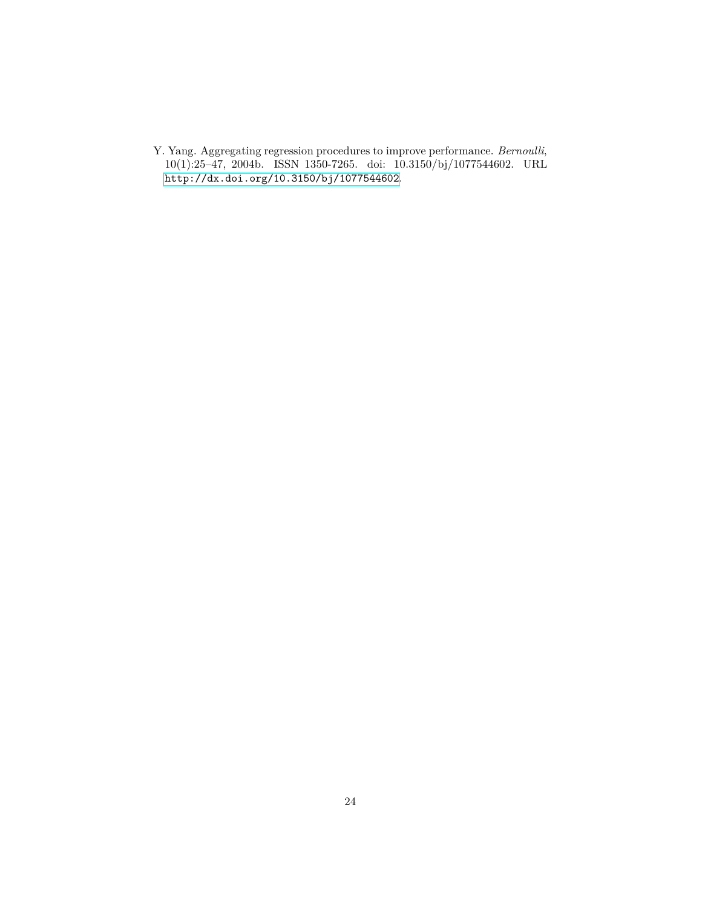Y. Yang. Aggregating regression procedures to improve performance. *Bernoulli*, 10(1):25–47, 2004b. ISSN 1350-7265. doi: 10.3150/bj/1077544602. URL http://dx.doi.org/10.3150/bj/1077544602.